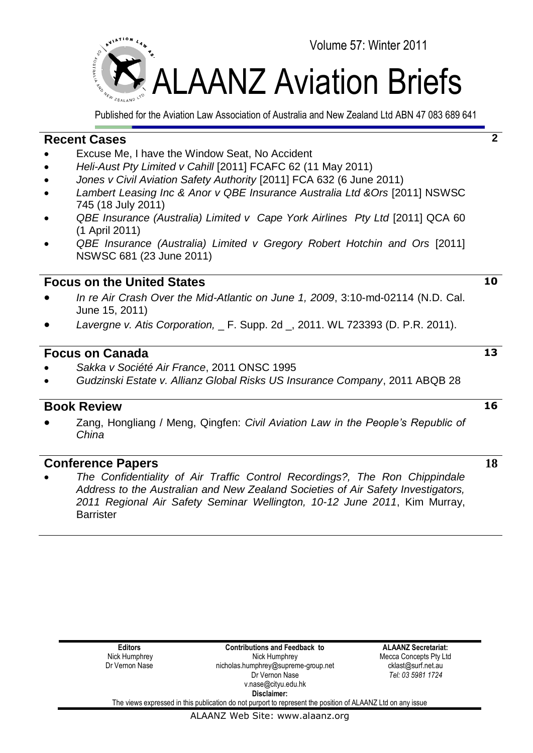Volume 57: Winter 2011

# ALAANZ Aviation Briefs

Published for the Aviation Law Association of Australia and New Zealand Ltd ABN 47 083 689 641

## Recent Cases — 2

- Excuse Me, I have the Window Seat, No Accident
- *Heli-Aust Pty Limited v Cahill* [2011] FCAFC 62 (11 May 2011)
- *Jones v Civil Aviation Safety Authority* [2011] FCA 632 (6 June 2011)
- *Lambert Leasing Inc & Anor v QBE Insurance Australia Ltd &Ors* [2011] NSWSC 745 (18 July 2011)
- *QBE Insurance (Australia) Limited v Cape York Airlines Pty Ltd* [2011] QCA 60 (1 April 2011)
- *QBE Insurance (Australia) Limited v Gregory Robert Hotchin and Ors* [2011] NSWSC 681 (23 June 2011)

## Focus on the United States — 10

- *In re Air Crash Over the Mid-Atlantic on June 1, 2009*, 3:10-md-02114 (N.D. Cal. June 15, 2011)
- *Lavergne v. Atis Corporation,* _ F. Supp. 2d _, 2011. WL 723393 (D. P.R. 2011).

## Focus on Canada — 13

- *Sakka v Société Air France*, 2011 ONSC 1995
- *Gudzinski Estate v. Allianz Global Risks US Insurance Company*, 2011 ABQB 28

## Book Review — 16

- Zang, Hongliang / Meng, Qingfen: *Civil Aviation Law in the People's Republic of China*

## Conference Papers — 18

- *The Confidentiality of Air Traffic Control Recordings?, The Ron Chippindale Address to the Australian and New Zealand Societies of Air Safety Investigators, 2011 Regional Air Safety Seminar Wellington, 10-12 June 2011*, Kim Murray, Barrister

| Editors | Contributions and Feedback to | ALAANZ Secretariat: |
|---|---|---|
| Nick Humphrey | Nick Humphrey | Mecca Concepts Pty Ltd |
| Dr Vernon Nase | nicholas.humphrey@supreme-group.net | cklast@surf.net.au |
| | Dr Vernon Nase | *Tel: 03 5981 1724* |
| | v.nase@cityu.edu.hk | |

**Disclaimer:**
The views expressed in this publication do not purport to represent the position of ALAANZ Ltd on any issue

ALAANZ Web Site: www.alaanz.org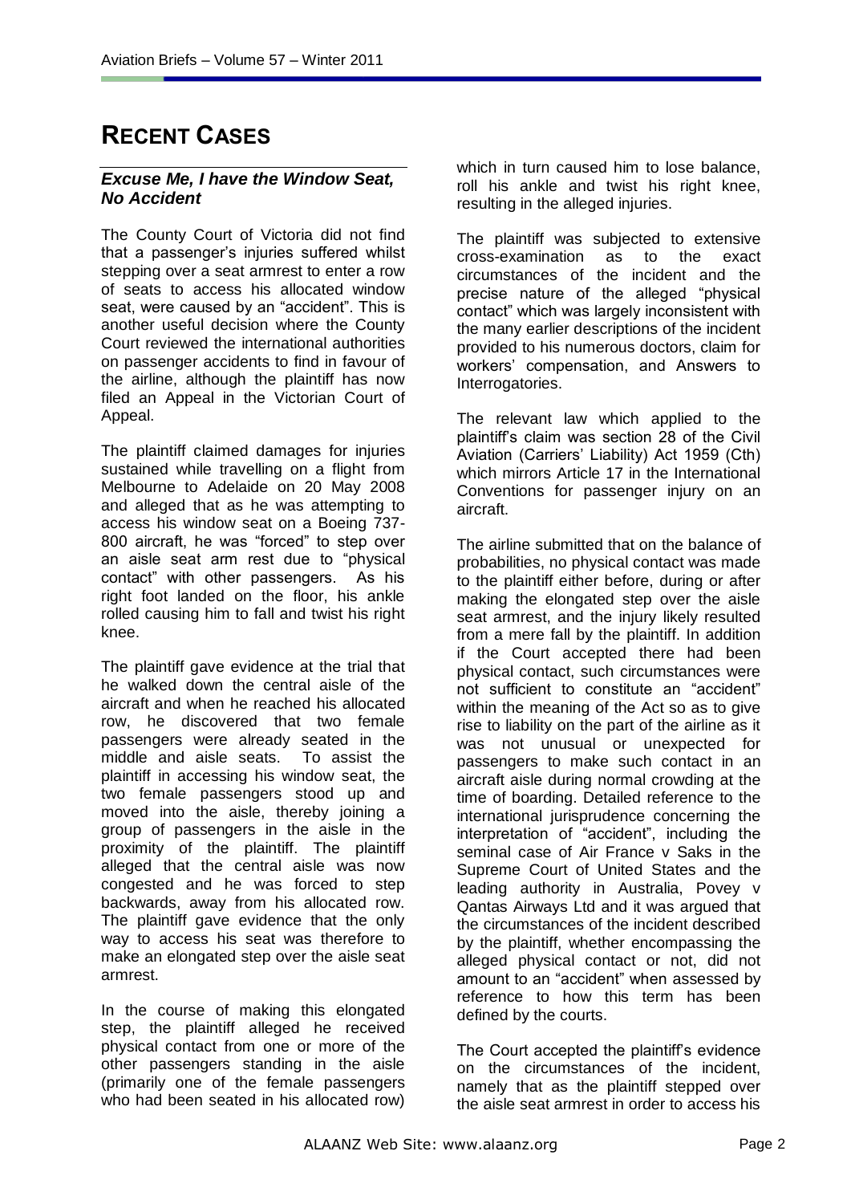# RECENT CASES

### *Excuse Me, I have the Window Seat, No Accident*

The County Court of Victoria did not find that a passenger's injuries suffered whilst stepping over a seat armrest to enter a row of seats to access his allocated window seat, were caused by an "accident". This is another useful decision where the County Court reviewed the international authorities on passenger accidents to find in favour of the airline, although the plaintiff has now filed an Appeal in the Victorian Court of Appeal.

The plaintiff claimed damages for injuries sustained while travelling on a flight from Melbourne to Adelaide on 20 May 2008 and alleged that as he was attempting to access his window seat on a Boeing 737-800 aircraft, he was "forced" to step over an aisle seat arm rest due to "physical contact" with other passengers. As his right foot landed on the floor, his ankle rolled causing him to fall and twist his right knee.

The plaintiff gave evidence at the trial that he walked down the central aisle of the aircraft and when he reached his allocated row, he discovered that two female passengers were already seated in the middle and aisle seats. To assist the plaintiff in accessing his window seat, the two female passengers stood up and moved into the aisle, thereby joining a group of passengers in the aisle in the proximity of the plaintiff. The plaintiff alleged that the central aisle was now congested and he was forced to step backwards, away from his allocated row. The plaintiff gave evidence that the only way to access his seat was therefore to make an elongated step over the aisle seat armrest.

In the course of making this elongated step, the plaintiff alleged he received physical contact from one or more of the other passengers standing in the aisle (primarily one of the female passengers who had been seated in his allocated row) which in turn caused him to lose balance, roll his ankle and twist his right knee, resulting in the alleged injuries.

The plaintiff was subjected to extensive cross-examination as to the exact circumstances of the incident and the precise nature of the alleged "physical contact" which was largely inconsistent with the many earlier descriptions of the incident provided to his numerous doctors, claim for workers' compensation, and Answers to Interrogatories.

The relevant law which applied to the plaintiff's claim was section 28 of the Civil Aviation (Carriers' Liability) Act 1959 (Cth) which mirrors Article 17 in the International Conventions for passenger injury on an aircraft.

The airline submitted that on the balance of probabilities, no physical contact was made to the plaintiff either before, during or after making the elongated step over the aisle seat armrest, and the injury likely resulted from a mere fall by the plaintiff. In addition if the Court accepted there had been physical contact, such circumstances were not sufficient to constitute an "accident" within the meaning of the Act so as to give rise to liability on the part of the airline as it was not unusual or unexpected for passengers to make such contact in an aircraft aisle during normal crowding at the time of boarding. Detailed reference to the international jurisprudence concerning the interpretation of "accident", including the seminal case of Air France v Saks in the Supreme Court of United States and the leading authority in Australia, Povey v Qantas Airways Ltd and it was argued that the circumstances of the incident described by the plaintiff, whether encompassing the alleged physical contact or not, did not amount to an "accident" when assessed by reference to how this term has been defined by the courts.

The Court accepted the plaintiff's evidence on the circumstances of the incident, namely that as the plaintiff stepped over the aisle seat armrest in order to access his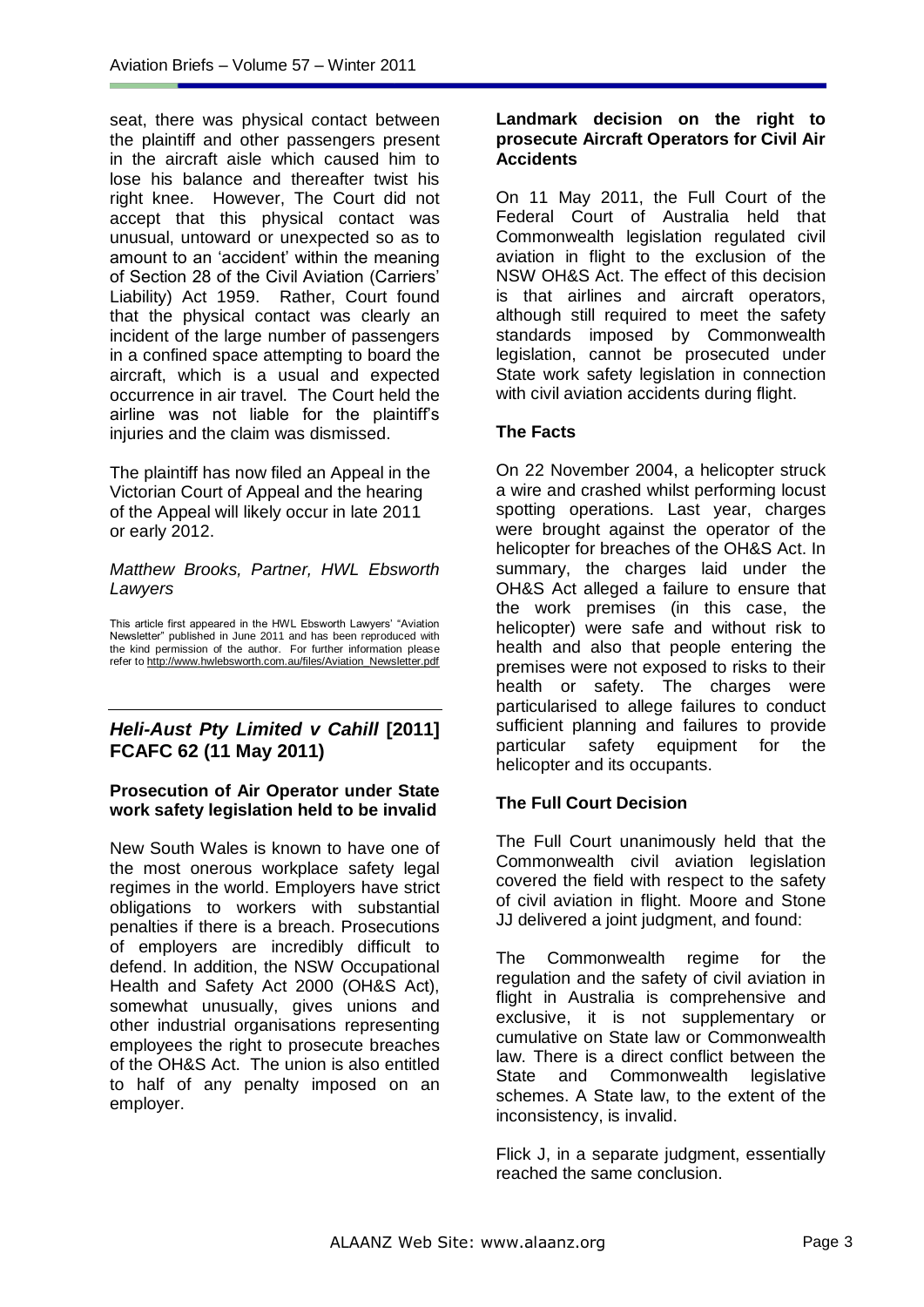seat, there was physical contact between the plaintiff and other passengers present in the aircraft aisle which caused him to lose his balance and thereafter twist his right knee. However, The Court did not accept that this physical contact was unusual, untoward or unexpected so as to amount to an 'accident' within the meaning of Section 28 of the Civil Aviation (Carriers' Liability) Act 1959. Rather, Court found that the physical contact was clearly an incident of the large number of passengers in a confined space attempting to board the aircraft, which is a usual and expected occurrence in air travel. The Court held the airline was not liable for the plaintiff's injuries and the claim was dismissed.

The plaintiff has now filed an Appeal in the Victorian Court of Appeal and the hearing of the Appeal will likely occur in late 2011 or early 2012.

*Matthew Brooks, Partner, HWL Ebsworth Lawyers*

This article first appeared in the HWL Ebsworth Lawyers' "Aviation Newsletter" published in June 2011 and has been reproduced with the kind permission of the author. For further information please refer to http://www.hwlebsworth.com.au/files/Aviation_Newsletter.pdf

---

## *Heli-Aust Pty Limited v Cahill* [2011] FCAFC 62 (11 May 2011)

### Prosecution of Air Operator under State work safety legislation held to be invalid

New South Wales is known to have one of the most onerous workplace safety legal regimes in the world. Employers have strict obligations to workers with substantial penalties if there is a breach. Prosecutions of employers are incredibly difficult to defend. In addition, the NSW Occupational Health and Safety Act 2000 (OH&S Act), somewhat unusually, gives unions and other industrial organisations representing employees the right to prosecute breaches of the OH&S Act. The union is also entitled to half of any penalty imposed on an employer.

### Landmark decision on the right to prosecute Aircraft Operators for Civil Air Accidents

On 11 May 2011, the Full Court of the Federal Court of Australia held that Commonwealth legislation regulated civil aviation in flight to the exclusion of the NSW OH&S Act. The effect of this decision is that airlines and aircraft operators, although still required to meet the safety standards imposed by Commonwealth legislation, cannot be prosecuted under State work safety legislation in connection with civil aviation accidents during flight.

### The Facts

On 22 November 2004, a helicopter struck a wire and crashed whilst performing locust spotting operations. Last year, charges were brought against the operator of the helicopter for breaches of the OH&S Act. In summary, the charges laid under the OH&S Act alleged a failure to ensure that the work premises (in this case, the helicopter) were safe and without risk to health and also that people entering the premises were not exposed to risks to their health or safety. The charges were particularised to allege failures to conduct sufficient planning and failures to provide particular safety equipment for the helicopter and its occupants.

### The Full Court Decision

The Full Court unanimously held that the Commonwealth civil aviation legislation covered the field with respect to the safety of civil aviation in flight. Moore and Stone JJ delivered a joint judgment, and found:

The Commonwealth regime for the regulation and the safety of civil aviation in flight in Australia is comprehensive and exclusive, it is not supplementary or cumulative on State law or Commonwealth law. There is a direct conflict between the State and Commonwealth legislative schemes. A State law, to the extent of the inconsistency, is invalid.

Flick J, in a separate judgment, essentially reached the same conclusion.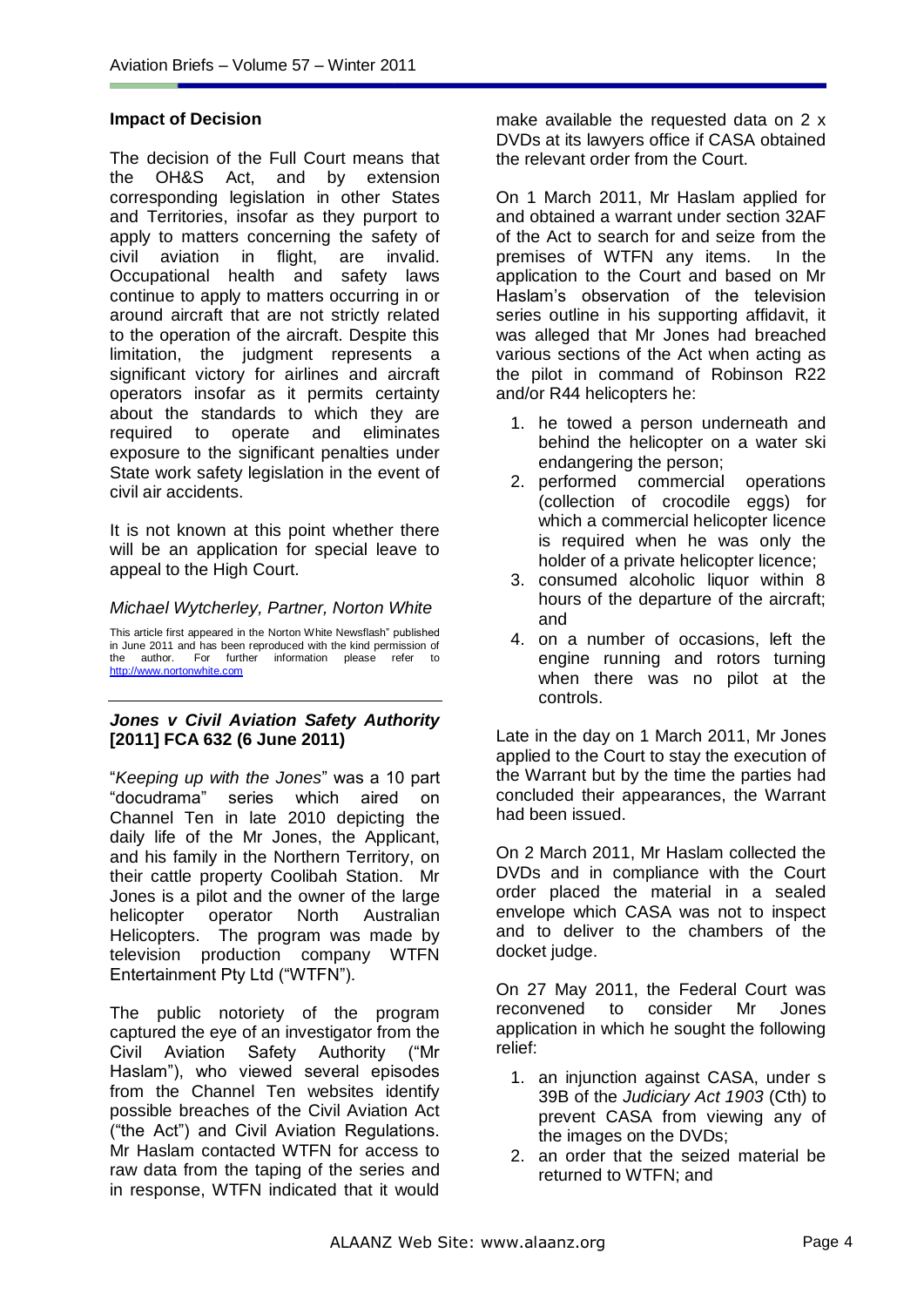**Impact of Decision**

The decision of the Full Court means that the OH&S Act, and by extension corresponding legislation in other States and Territories, insofar as they purport to apply to matters concerning the safety of civil aviation in flight, are invalid. Occupational health and safety laws continue to apply to matters occurring in or around aircraft that are not strictly related to the operation of the aircraft. Despite this limitation, the judgment represents a significant victory for airlines and aircraft operators insofar as it permits certainty about the standards to which they are required to operate and eliminates exposure to the significant penalties under State work safety legislation in the event of civil air accidents.

It is not known at this point whether there will be an application for special leave to appeal to the High Court.

*Michael Wytcherley, Partner, Norton White*

This article first appeared in the Norton White Newsflash" published in June 2011 and has been reproduced with the kind permission of the author. For further information please refer to http://www.nortonwhite.com

---

***Jones v Civil Aviation Safety Authority* [2011] FCA 632 (6 June 2011)**

"*Keeping up with the Jones*" was a 10 part "docudrama" series which aired on Channel Ten in late 2010 depicting the daily life of the Mr Jones, the Applicant, and his family in the Northern Territory, on their cattle property Coolibah Station. Mr Jones is a pilot and the owner of the large helicopter operator North Australian Helicopters. The program was made by television production company WTFN Entertainment Pty Ltd ("WTFN").

The public notoriety of the program captured the eye of an investigator from the Civil Aviation Safety Authority ("Mr Haslam"), who viewed several episodes from the Channel Ten websites identify possible breaches of the Civil Aviation Act ("the Act") and Civil Aviation Regulations. Mr Haslam contacted WTFN for access to raw data from the taping of the series and in response, WTFN indicated that it would make available the requested data on 2 x DVDs at its lawyers office if CASA obtained the relevant order from the Court.

On 1 March 2011, Mr Haslam applied for and obtained a warrant under section 32AF of the Act to search for and seize from the premises of WTFN any items. In the application to the Court and based on Mr Haslam's observation of the television series outline in his supporting affidavit, it was alleged that Mr Jones had breached various sections of the Act when acting as the pilot in command of Robinson R22 and/or R44 helicopters he:

1. he towed a person underneath and behind the helicopter on a water ski endangering the person;
2. performed commercial operations (collection of crocodile eggs) for which a commercial helicopter licence is required when he was only the holder of a private helicopter licence;
3. consumed alcoholic liquor within 8 hours of the departure of the aircraft; and
4. on a number of occasions, left the engine running and rotors turning when there was no pilot at the controls.

Late in the day on 1 March 2011, Mr Jones applied to the Court to stay the execution of the Warrant but by the time the parties had concluded their appearances, the Warrant had been issued.

On 2 March 2011, Mr Haslam collected the DVDs and in compliance with the Court order placed the material in a sealed envelope which CASA was not to inspect and to deliver to the chambers of the docket judge.

On 27 May 2011, the Federal Court was reconvened to consider Mr Jones application in which he sought the following relief:

1. an injunction against CASA, under s 39B of the *Judiciary Act 1903* (Cth) to prevent CASA from viewing any of the images on the DVDs;
2. an order that the seized material be returned to WTFN; and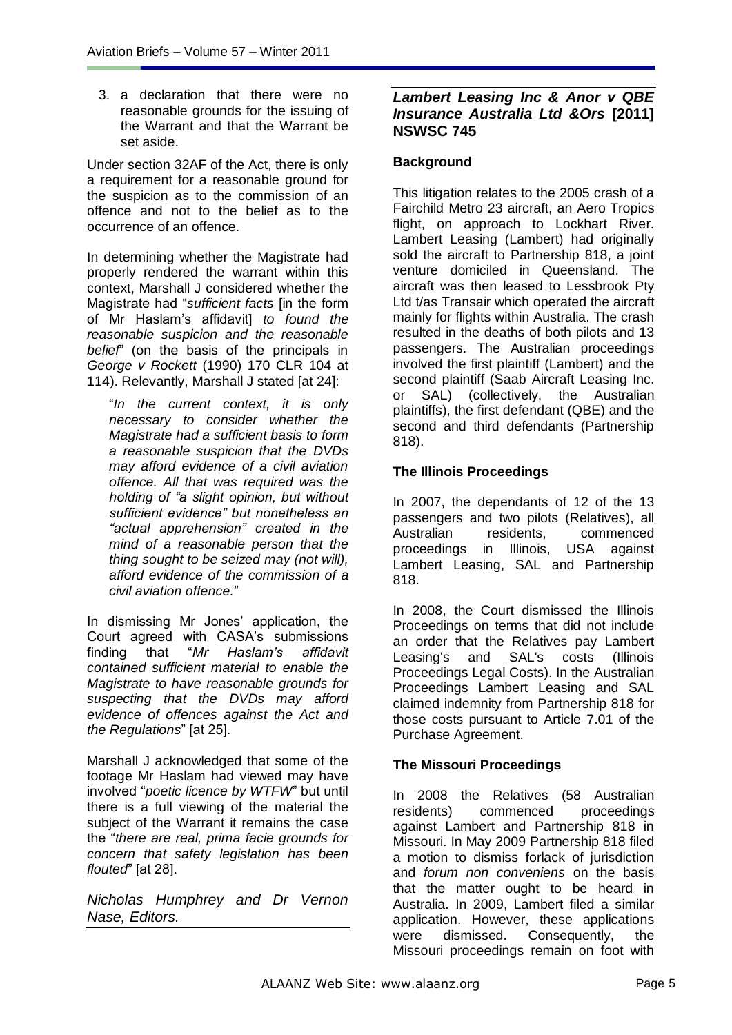3. a declaration that there were no reasonable grounds for the issuing of the Warrant and that the Warrant be set aside.

Under section 32AF of the Act, there is only a requirement for a reasonable ground for the suspicion as to the commission of an offence and not to the belief as to the occurrence of an offence.

In determining whether the Magistrate had properly rendered the warrant within this context, Marshall J considered whether the Magistrate had "*sufficient facts* [in the form of Mr Haslam's affidavit] *to found the reasonable suspicion and the reasonable belief*" (on the basis of the principals in *George v Rockett* (1990) 170 CLR 104 at 114). Relevantly, Marshall J stated [at 24]:

> "*In the current context, it is only necessary to consider whether the Magistrate had a sufficient basis to form a reasonable suspicion that the DVDs may afford evidence of a civil aviation offence. All that was required was the holding of "a slight opinion, but without sufficient evidence" but nonetheless an "actual apprehension" created in the mind of a reasonable person that the thing sought to be seized may (not will), afford evidence of the commission of a civil aviation offence.*"

In dismissing Mr Jones' application, the Court agreed with CASA's submissions finding that "*Mr Haslam's affidavit contained sufficient material to enable the Magistrate to have reasonable grounds for suspecting that the DVDs may afford evidence of offences against the Act and the Regulations*" [at 25].

Marshall J acknowledged that some of the footage Mr Haslam had viewed may have involved "*poetic licence by WTFW*" but until there is a full viewing of the material the subject of the Warrant it remains the case the "*there are real, prima facie grounds for concern that safety legislation has been flouted*" [at 28].

*Nicholas Humphrey and Dr Vernon Nase, Editors.*

## *Lambert Leasing Inc & Anor v QBE Insurance Australia Ltd &Ors* [2011] NSWSC 745

### Background

This litigation relates to the 2005 crash of a Fairchild Metro 23 aircraft, an Aero Tropics flight, on approach to Lockhart River. Lambert Leasing (Lambert) had originally sold the aircraft to Partnership 818, a joint venture domiciled in Queensland. The aircraft was then leased to Lessbrook Pty Ltd t/as Transair which operated the aircraft mainly for flights within Australia. The crash resulted in the deaths of both pilots and 13 passengers. The Australian proceedings involved the first plaintiff (Lambert) and the second plaintiff (Saab Aircraft Leasing Inc. or SAL) (collectively, the Australian plaintiffs), the first defendant (QBE) and the second and third defendants (Partnership 818).

### The Illinois Proceedings

In 2007, the dependants of 12 of the 13 passengers and two pilots (Relatives), all Australian residents, commenced proceedings in Illinois, USA against Lambert Leasing, SAL and Partnership 818.

In 2008, the Court dismissed the Illinois Proceedings on terms that did not include an order that the Relatives pay Lambert Leasing's and SAL's costs (Illinois Proceedings Legal Costs). In the Australian Proceedings Lambert Leasing and SAL claimed indemnity from Partnership 818 for those costs pursuant to Article 7.01 of the Purchase Agreement.

### The Missouri Proceedings

In 2008 the Relatives (58 Australian residents) commenced proceedings against Lambert and Partnership 818 in Missouri. In May 2009 Partnership 818 filed a motion to dismiss forlack of jurisdiction and *forum non conveniens* on the basis that the matter ought to be heard in Australia. In 2009, Lambert filed a similar application. However, these applications were dismissed. Consequently, the Missouri proceedings remain on foot with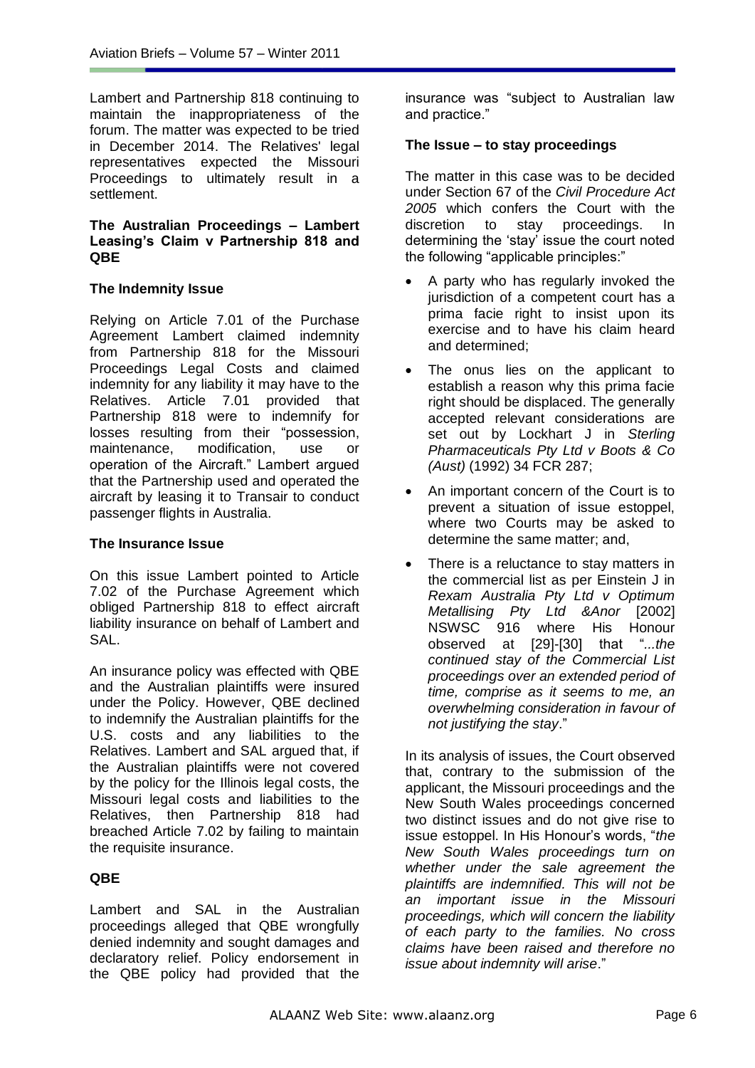Lambert and Partnership 818 continuing to maintain the inappropriateness of the forum. The matter was expected to be tried in December 2014. The Relatives' legal representatives expected the Missouri Proceedings to ultimately result in a settlement.

### The Australian Proceedings – Lambert Leasing's Claim v Partnership 818 and QBE

#### The Indemnity Issue

Relying on Article 7.01 of the Purchase Agreement Lambert claimed indemnity from Partnership 818 for the Missouri Proceedings Legal Costs and claimed indemnity for any liability it may have to the Relatives. Article 7.01 provided that Partnership 818 were to indemnify for losses resulting from their "possession, maintenance, modification, use or operation of the Aircraft." Lambert argued that the Partnership used and operated the aircraft by leasing it to Transair to conduct passenger flights in Australia.

#### The Insurance Issue

On this issue Lambert pointed to Article 7.02 of the Purchase Agreement which obliged Partnership 818 to effect aircraft liability insurance on behalf of Lambert and SAL.

An insurance policy was effected with QBE and the Australian plaintiffs were insured under the Policy. However, QBE declined to indemnify the Australian plaintiffs for the U.S. costs and any liabilities to the Relatives. Lambert and SAL argued that, if the Australian plaintiffs were not covered by the policy for the Illinois legal costs, the Missouri legal costs and liabilities to the Relatives, then Partnership 818 had breached Article 7.02 by failing to maintain the requisite insurance.

#### QBE

Lambert and SAL in the Australian proceedings alleged that QBE wrongfully denied indemnity and sought damages and declaratory relief. Policy endorsement in the QBE policy had provided that the insurance was "subject to Australian law and practice."

#### The Issue – to stay proceedings

The matter in this case was to be decided under Section 67 of the *Civil Procedure Act 2005* which confers the Court with the discretion to stay proceedings. In determining the 'stay' issue the court noted the following "applicable principles:"

- A party who has regularly invoked the jurisdiction of a competent court has a prima facie right to insist upon its exercise and to have his claim heard and determined;
- The onus lies on the applicant to establish a reason why this prima facie right should be displaced. The generally accepted relevant considerations are set out by Lockhart J in *Sterling Pharmaceuticals Pty Ltd v Boots & Co (Aust)* (1992) 34 FCR 287;
- An important concern of the Court is to prevent a situation of issue estoppel, where two Courts may be asked to determine the same matter; and,
- There is a reluctance to stay matters in the commercial list as per Einstein J in *Rexam Australia Pty Ltd v Optimum Metallising Pty Ltd &Anor* [2002] NSWSC 916 where His Honour observed at [29]-[30] that "*...the continued stay of the Commercial List proceedings over an extended period of time, comprise as it seems to me, an overwhelming consideration in favour of not justifying the stay*."

In its analysis of issues, the Court observed that, contrary to the submission of the applicant, the Missouri proceedings and the New South Wales proceedings concerned two distinct issues and do not give rise to issue estoppel. In His Honour's words, "*the New South Wales proceedings turn on whether under the sale agreement the plaintiffs are indemnified. This will not be an important issue in the Missouri proceedings, which will concern the liability of each party to the families. No cross claims have been raised and therefore no issue about indemnity will arise*."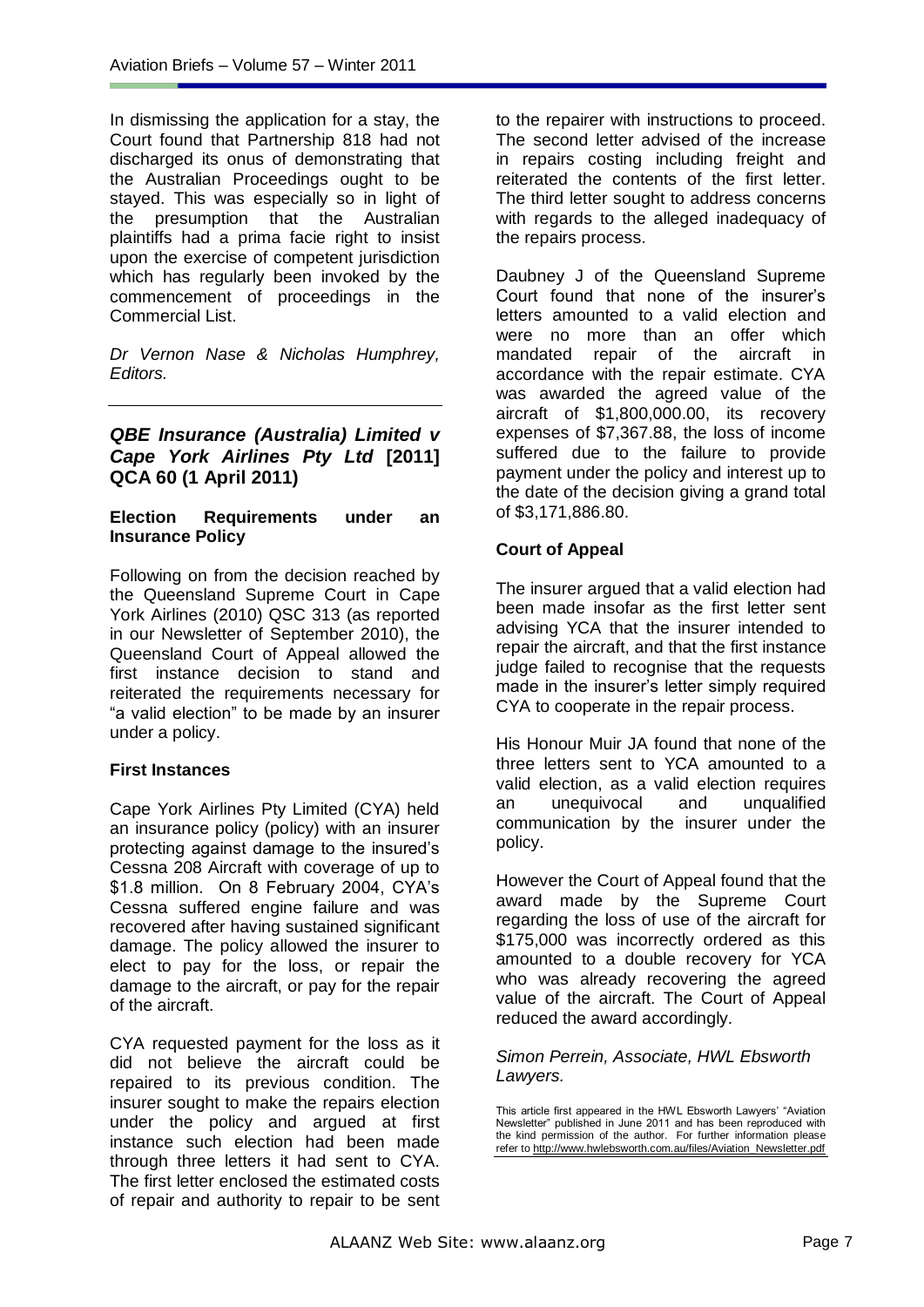In dismissing the application for a stay, the Court found that Partnership 818 had not discharged its onus of demonstrating that the Australian Proceedings ought to be stayed. This was especially so in light of the presumption that the Australian plaintiffs had a prima facie right to insist upon the exercise of competent jurisdiction which has regularly been invoked by the commencement of proceedings in the Commercial List.

*Dr Vernon Nase & Nicholas Humphrey, Editors.*

---

## *QBE Insurance (Australia) Limited v Cape York Airlines Pty Ltd* [2011] QCA 60 (1 April 2011)

### Election Requirements under an Insurance Policy

Following on from the decision reached by the Queensland Supreme Court in Cape York Airlines (2010) QSC 313 (as reported in our Newsletter of September 2010), the Queensland Court of Appeal allowed the first instance decision to stand and reiterated the requirements necessary for "a valid election" to be made by an insurer under a policy.

### First Instances

Cape York Airlines Pty Limited (CYA) held an insurance policy (policy) with an insurer protecting against damage to the insured's Cessna 208 Aircraft with coverage of up to $1.8 million. On 8 February 2004, CYA's Cessna suffered engine failure and was recovered after having sustained significant damage. The policy allowed the insurer to elect to pay for the loss, or repair the damage to the aircraft, or pay for the repair of the aircraft.

CYA requested payment for the loss as it did not believe the aircraft could be repaired to its previous condition. The insurer sought to make the repairs election under the policy and argued at first instance such election had been made through three letters it had sent to CYA. The first letter enclosed the estimated costs of repair and authority to repair to be sent to the repairer with instructions to proceed. The second letter advised of the increase in repairs costing including freight and reiterated the contents of the first letter. The third letter sought to address concerns with regards to the alleged inadequacy of the repairs process.

Daubney J of the Queensland Supreme Court found that none of the insurer's letters amounted to a valid election and were no more than an offer which mandated repair of the aircraft in accordance with the repair estimate. CYA was awarded the agreed value of the aircraft of $1,800,000.00, its recovery expenses of $7,367.88, the loss of income suffered due to the failure to provide payment under the policy and interest up to the date of the decision giving a grand total of $3,171,886.80.

### Court of Appeal

The insurer argued that a valid election had been made insofar as the first letter sent advising YCA that the insurer intended to repair the aircraft, and that the first instance judge failed to recognise that the requests made in the insurer's letter simply required CYA to cooperate in the repair process.

His Honour Muir JA found that none of the three letters sent to YCA amounted to a valid election, as a valid election requires an unequivocal and unqualified communication by the insurer under the policy.

However the Court of Appeal found that the award made by the Supreme Court regarding the loss of use of the aircraft for $175,000 was incorrectly ordered as this amounted to a double recovery for YCA who was already recovering the agreed value of the aircraft. The Court of Appeal reduced the award accordingly.

*Simon Perrein, Associate, HWL Ebsworth Lawyers.*

This article first appeared in the HWL Ebsworth Lawyers' "Aviation Newsletter" published in June 2011 and has been reproduced with the kind permission of the author. For further information please refer to http://www.hwlebsworth.com.au/files/Aviation_Newsletter.pdf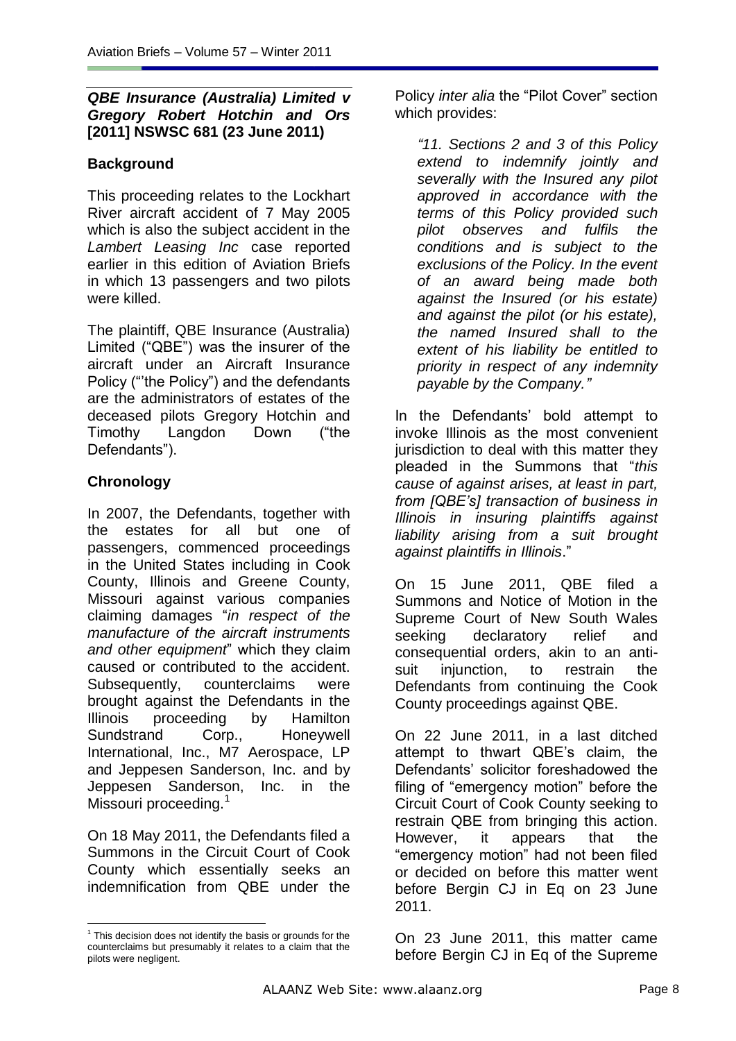***QBE Insurance (Australia) Limited v Gregory Robert Hotchin and Ors* [2011] NSWSC 681 (23 June 2011)**

### Background

This proceeding relates to the Lockhart River aircraft accident of 7 May 2005 which is also the subject accident in the *Lambert Leasing Inc* case reported earlier in this edition of Aviation Briefs in which 13 passengers and two pilots were killed.

The plaintiff, QBE Insurance (Australia) Limited ("QBE") was the insurer of the aircraft under an Aircraft Insurance Policy ("'the Policy") and the defendants are the administrators of estates of the deceased pilots Gregory Hotchin and Timothy Langdon Down ("the Defendants").

### Chronology

In 2007, the Defendants, together with the estates for all but one of passengers, commenced proceedings in the United States including in Cook County, Illinois and Greene County, Missouri against various companies claiming damages "*in respect of the manufacture of the aircraft instruments and other equipment*" which they claim caused or contributed to the accident. Subsequently, counterclaims were brought against the Defendants in the Illinois proceeding by Hamilton Sundstrand Corp., Honeywell International, Inc., M7 Aerospace, LP and Jeppesen Sanderson, Inc. and by Jeppesen Sanderson, Inc. in the Missouri proceeding.[1]

On 18 May 2011, the Defendants filed a Summons in the Circuit Court of Cook County which essentially seeks an indemnification from QBE under the Policy *inter alia* the "Pilot Cover" section which provides:

> *"11. Sections 2 and 3 of this Policy extend to indemnify jointly and severally with the Insured any pilot approved in accordance with the terms of this Policy provided such pilot observes and fulfils the conditions and is subject to the exclusions of the Policy. In the event of an award being made both against the Insured (or his estate) and against the pilot (or his estate), the named Insured shall to the extent of his liability be entitled to priority in respect of any indemnity payable by the Company."*

In the Defendants' bold attempt to invoke Illinois as the most convenient jurisdiction to deal with this matter they pleaded in the Summons that "*this cause of against arises, at least in part, from [QBE's] transaction of business in Illinois in insuring plaintiffs against liability arising from a suit brought against plaintiffs in Illinois*."

On 15 June 2011, QBE filed a Summons and Notice of Motion in the Supreme Court of New South Wales seeking declaratory relief and consequential orders, akin to an anti-suit injunction, to restrain the Defendants from continuing the Cook County proceedings against QBE.

On 22 June 2011, in a last ditched attempt to thwart QBE's claim, the Defendants' solicitor foreshadowed the filing of "emergency motion" before the Circuit Court of Cook County seeking to restrain QBE from bringing this action. However, it appears that the "emergency motion" had not been filed or decided on before this matter went before Bergin CJ in Eq on 23 June 2011.

On 23 June 2011, this matter came before Bergin CJ in Eq of the Supreme

---

[1] This decision does not identify the basis or grounds for the counterclaims but presumably it relates to a claim that the pilots were negligent.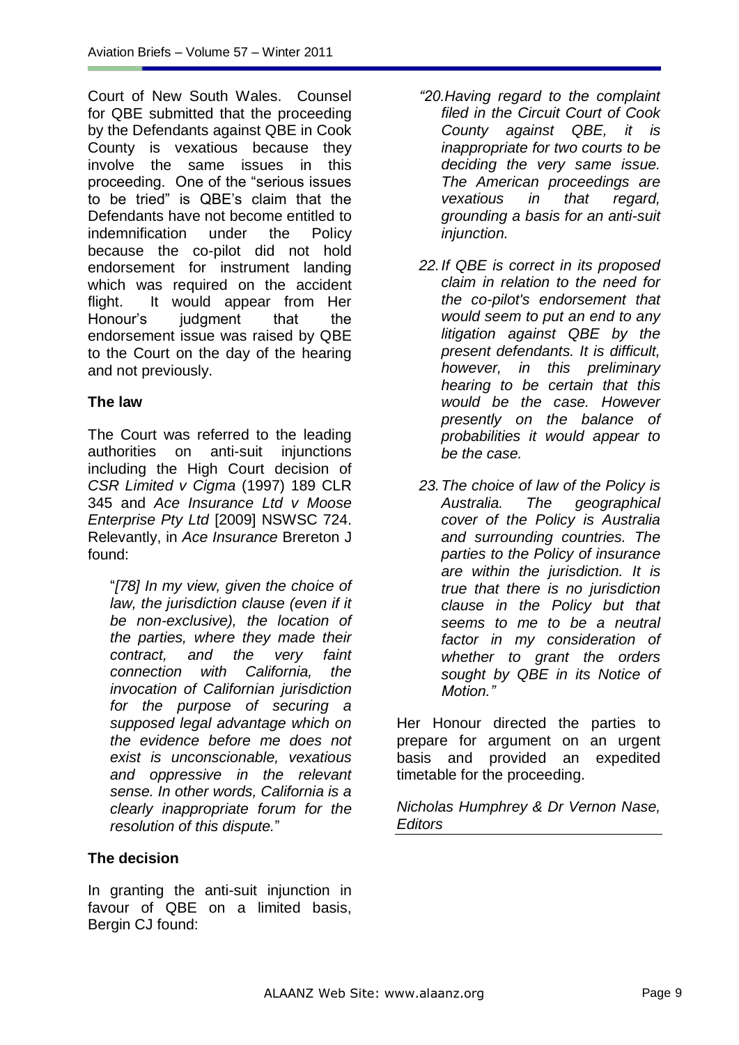Court of New South Wales. Counsel for QBE submitted that the proceeding by the Defendants against QBE in Cook County is vexatious because they involve the same issues in this proceeding. One of the "serious issues to be tried" is QBE's claim that the Defendants have not become entitled to indemnification under the Policy because the co-pilot did not hold endorsement for instrument landing which was required on the accident flight. It would appear from Her Honour's judgment that the endorsement issue was raised by QBE to the Court on the day of the hearing and not previously.

### The law

The Court was referred to the leading authorities on anti-suit injunctions including the High Court decision of *CSR Limited v Cigma* (1997) 189 CLR 345 and *Ace Insurance Ltd v Moose Enterprise Pty Ltd* [2009] NSWSC 724. Relevantly, in *Ace Insurance* Brereton J found:

> "*[78] In my view, given the choice of law, the jurisdiction clause (even if it be non-exclusive), the location of the parties, where they made their contract, and the very faint connection with California, the invocation of Californian jurisdiction for the purpose of securing a supposed legal advantage which on the evidence before me does not exist is unconscionable, vexatious and oppressive in the relevant sense. In other words, California is a clearly inappropriate forum for the resolution of this dispute.*"

### The decision

In granting the anti-suit injunction in favour of QBE on a limited basis, Bergin CJ found:

> *"20. Having regard to the complaint filed in the Circuit Court of Cook County against QBE, it is inappropriate for two courts to be deciding the very same issue. The American proceedings are vexatious in that regard, grounding a basis for an anti-suit injunction.*
>
> *22. If QBE is correct in its proposed claim in relation to the need for the co-pilot's endorsement that would seem to put an end to any litigation against QBE by the present defendants. It is difficult, however, in this preliminary hearing to be certain that this would be the case. However presently on the balance of probabilities it would appear to be the case.*
>
> *23. The choice of law of the Policy is Australia. The geographical cover of the Policy is Australia and surrounding countries. The parties to the Policy of insurance are within the jurisdiction. It is true that there is no jurisdiction clause in the Policy but that seems to me to be a neutral factor in my consideration of whether to grant the orders sought by QBE in its Notice of Motion."*

Her Honour directed the parties to prepare for argument on an urgent basis and provided an expedited timetable for the proceeding.

*Nicholas Humphrey & Dr Vernon Nase, Editors*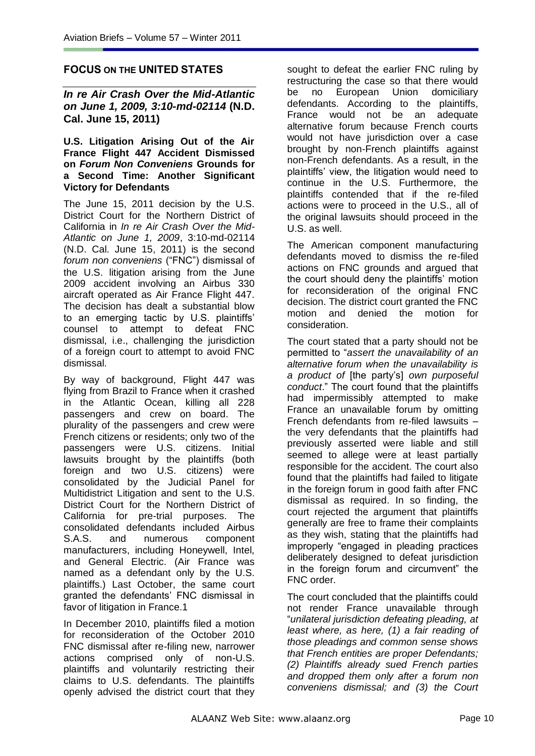## FOCUS ON THE UNITED STATES

### *In re Air Crash Over the Mid-Atlantic on June 1, 2009, 3:10-md-02114* (N.D. Cal. June 15, 2011)

**U.S. Litigation Arising Out of the Air France Flight 447 Accident Dismissed on *Forum Non Conveniens* Grounds for a Second Time: Another Significant Victory for Defendants**

The June 15, 2011 decision by the U.S. District Court for the Northern District of California in *In re Air Crash Over the Mid-Atlantic on June 1, 2009*, 3:10-md-02114 (N.D. Cal. June 15, 2011) is the second *forum non conveniens* ("FNC") dismissal of the U.S. litigation arising from the June 2009 accident involving an Airbus 330 aircraft operated as Air France Flight 447. The decision has dealt a substantial blow to an emerging tactic by U.S. plaintiffs' counsel to attempt to defeat FNC dismissal, i.e., challenging the jurisdiction of a foreign court to attempt to avoid FNC dismissal.

By way of background, Flight 447 was flying from Brazil to France when it crashed in the Atlantic Ocean, killing all 228 passengers and crew on board. The plurality of the passengers and crew were French citizens or residents; only two of the passengers were U.S. citizens. Initial lawsuits brought by the plaintiffs (both foreign and two U.S. citizens) were consolidated by the Judicial Panel for Multidistrict Litigation and sent to the U.S. District Court for the Northern District of California for pre-trial purposes. The consolidated defendants included Airbus S.A.S. and numerous component manufacturers, including Honeywell, Intel, and General Electric. (Air France was named as a defendant only by the U.S. plaintiffs.) Last October, the same court granted the defendants' FNC dismissal in favor of litigation in France.1

In December 2010, plaintiffs filed a motion for reconsideration of the October 2010 FNC dismissal after re-filing new, narrower actions comprised only of non-U.S. plaintiffs and voluntarily restricting their claims to U.S. defendants. The plaintiffs openly advised the district court that they sought to defeat the earlier FNC ruling by restructuring the case so that there would be no European Union domiciliary defendants. According to the plaintiffs, France would not be an adequate alternative forum because French courts would not have jurisdiction over a case brought by non-French plaintiffs against non-French defendants. As a result, in the plaintiffs' view, the litigation would need to continue in the U.S. Furthermore, the plaintiffs contended that if the re-filed actions were to proceed in the U.S., all of the original lawsuits should proceed in the U.S. as well.

The American component manufacturing defendants moved to dismiss the re-filed actions on FNC grounds and argued that the court should deny the plaintiffs' motion for reconsideration of the original FNC decision. The district court granted the FNC motion and denied the motion for consideration.

The court stated that a party should not be permitted to "*assert the unavailability of an alternative forum when the unavailability is a product of* [the party's] *own purposeful conduct*." The court found that the plaintiffs had impermissibly attempted to make France an unavailable forum by omitting French defendants from re-filed lawsuits – the very defendants that the plaintiffs had previously asserted were liable and still seemed to allege were at least partially responsible for the accident. The court also found that the plaintiffs had failed to litigate in the foreign forum in good faith after FNC dismissal as required. In so finding, the court rejected the argument that plaintiffs generally are free to frame their complaints as they wish, stating that the plaintiffs had improperly "engaged in pleading practices deliberately designed to defeat jurisdiction in the foreign forum and circumvent" the FNC order.

The court concluded that the plaintiffs could not render France unavailable through "*unilateral jurisdiction defeating pleading, at least where, as here, (1) a fair reading of those pleadings and common sense shows that French entities are proper Defendants; (2) Plaintiffs already sued French parties and dropped them only after a forum non conveniens dismissal; and (3) the Court*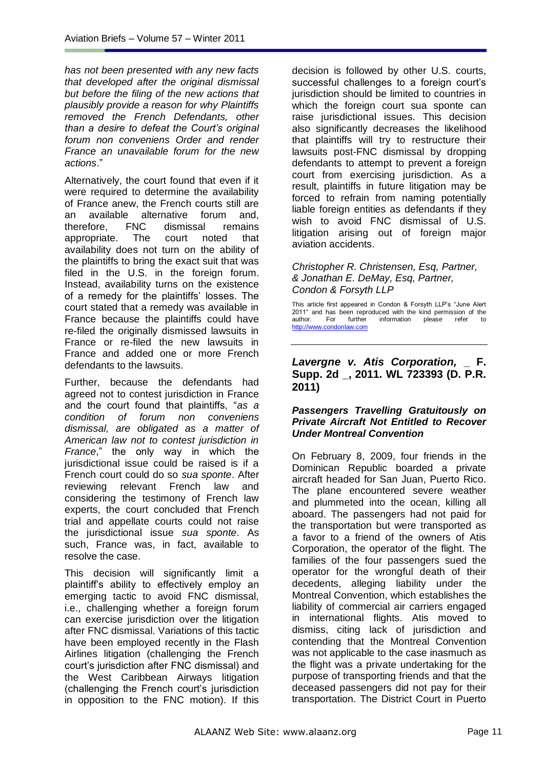*has not been presented with any new facts that developed after the original dismissal but before the filing of the new actions that plausibly provide a reason for why Plaintiffs removed the French Defendants, other than a desire to defeat the Court's original forum non conveniens Order and render France an unavailable forum for the new actions*."

Alternatively, the court found that even if it were required to determine the availability of France anew, the French courts still are an available alternative forum and, therefore, FNC dismissal remains appropriate. The court noted that availability does not turn on the ability of the plaintiffs to bring the exact suit that was filed in the U.S. in the foreign forum. Instead, availability turns on the existence of a remedy for the plaintiffs' losses. The court stated that a remedy was available in France because the plaintiffs could have re-filed the originally dismissed lawsuits in France or re-filed the new lawsuits in France and added one or more French defendants to the lawsuits.

Further, because the defendants had agreed not to contest jurisdiction in France and the court found that plaintiffs, "*as a condition of forum non conveniens dismissal, are obligated as a matter of American law not to contest jurisdiction in France*," the only way in which the jurisdictional issue could be raised is if a French court could do so *sua sponte*. After reviewing relevant French law and considering the testimony of French law experts, the court concluded that French trial and appellate courts could not raise the jurisdictional issue *sua sponte*. As such, France was, in fact, available to resolve the case.

This decision will significantly limit a plaintiff's ability to effectively employ an emerging tactic to avoid FNC dismissal, i.e., challenging whether a foreign forum can exercise jurisdiction over the litigation after FNC dismissal. Variations of this tactic have been employed recently in the Flash Airlines litigation (challenging the French court's jurisdiction after FNC dismissal) and the West Caribbean Airways litigation (challenging the French court's jurisdiction in opposition to the FNC motion). If this decision is followed by other U.S. courts, successful challenges to a foreign court's jurisdiction should be limited to countries in which the foreign court sua sponte can raise jurisdictional issues. This decision also significantly decreases the likelihood that plaintiffs will try to restructure their lawsuits post-FNC dismissal by dropping defendants to attempt to prevent a foreign court from exercising jurisdiction. As a result, plaintiffs in future litigation may be forced to refrain from naming potentially liable foreign entities as defendants if they wish to avoid FNC dismissal of U.S. litigation arising out of foreign major aviation accidents.

*Christopher R. Christensen, Esq, Partner,*
*& Jonathan E. DeMay, Esq, Partner,*
*Condon & Forsyth LLP*

This article first appeared in Condon & Forsyth LLP's "June Alert 2011" and has been reproduced with the kind permission of the author. For further information please refer to http://www.condonlaw.com

---

## *Lavergne v. Atis Corporation,* _ F. Supp. 2d _, 2011. WL 723393 (D. P.R. 2011)

### *Passengers Travelling Gratuitously on Private Aircraft Not Entitled to Recover Under Montreal Convention*

On February 8, 2009, four friends in the Dominican Republic boarded a private aircraft headed for San Juan, Puerto Rico. The plane encountered severe weather and plummeted into the ocean, killing all aboard. The passengers had not paid for the transportation but were transported as a favor to a friend of the owners of Atis Corporation, the operator of the flight. The families of the four passengers sued the operator for the wrongful death of their decedents, alleging liability under the Montreal Convention, which establishes the liability of commercial air carriers engaged in international flights. Atis moved to dismiss, citing lack of jurisdiction and contending that the Montreal Convention was not applicable to the case inasmuch as the flight was a private undertaking for the purpose of transporting friends and that the deceased passengers did not pay for their transportation. The District Court in Puerto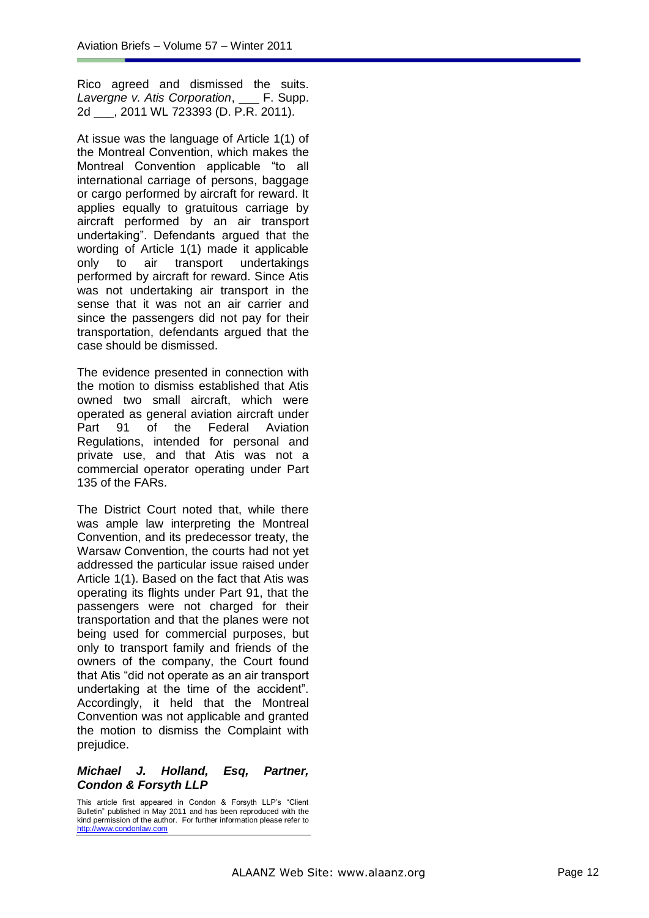Rico agreed and dismissed the suits. *Lavergne v. Atis Corporation*, ___ F. Supp. 2d ___, 2011 WL 723393 (D. P.R. 2011).

At issue was the language of Article 1(1) of the Montreal Convention, which makes the Montreal Convention applicable "to all international carriage of persons, baggage or cargo performed by aircraft for reward. It applies equally to gratuitous carriage by aircraft performed by an air transport undertaking". Defendants argued that the wording of Article 1(1) made it applicable only to air transport undertakings performed by aircraft for reward. Since Atis was not undertaking air transport in the sense that it was not an air carrier and since the passengers did not pay for their transportation, defendants argued that the case should be dismissed.

The evidence presented in connection with the motion to dismiss established that Atis owned two small aircraft, which were operated as general aviation aircraft under Part 91 of the Federal Aviation Regulations, intended for personal and private use, and that Atis was not a commercial operator operating under Part 135 of the FARs.

The District Court noted that, while there was ample law interpreting the Montreal Convention, and its predecessor treaty, the Warsaw Convention, the courts had not yet addressed the particular issue raised under Article 1(1). Based on the fact that Atis was operating its flights under Part 91, that the passengers were not charged for their transportation and that the planes were not being used for commercial purposes, but only to transport family and friends of the owners of the company, the Court found that Atis "did not operate as an air transport undertaking at the time of the accident". Accordingly, it held that the Montreal Convention was not applicable and granted the motion to dismiss the Complaint with prejudice.

***Michael J. Holland, Esq, Partner, Condon & Forsyth LLP***

This article first appeared in Condon & Forsyth LLP's "Client Bulletin" published in May 2011 and has been reproduced with the kind permission of the author. For further information please refer to http://www.condonlaw.com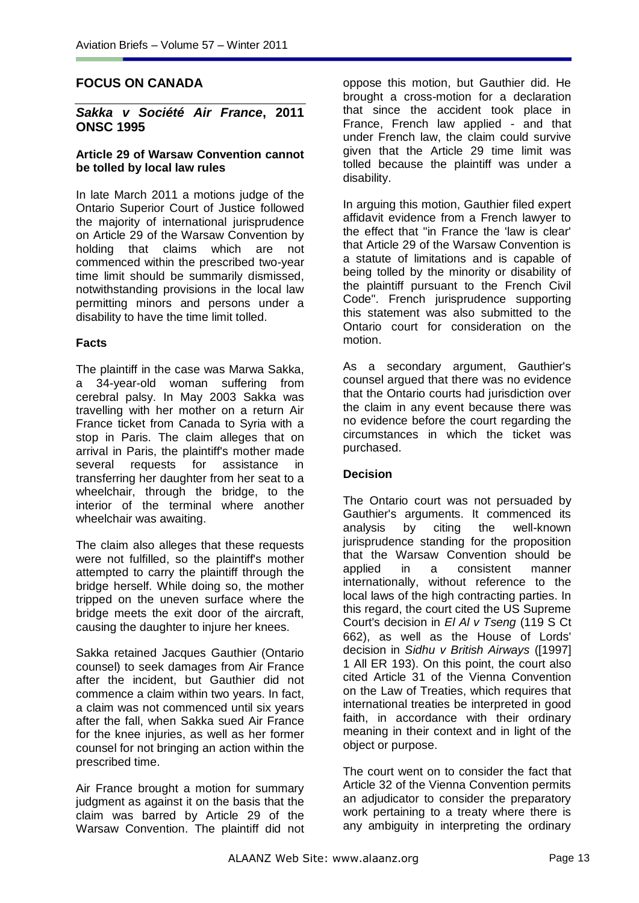## FOCUS ON CANADA

### *Sakka v Société Air France*, 2011 ONSC 1995

#### Article 29 of Warsaw Convention cannot be tolled by local law rules

In late March 2011 a motions judge of the Ontario Superior Court of Justice followed the majority of international jurisprudence on Article 29 of the Warsaw Convention by holding that claims which are not commenced within the prescribed two-year time limit should be summarily dismissed, notwithstanding provisions in the local law permitting minors and persons under a disability to have the time limit tolled.

#### Facts

The plaintiff in the case was Marwa Sakka, a 34-year-old woman suffering from cerebral palsy. In May 2003 Sakka was travelling with her mother on a return Air France ticket from Canada to Syria with a stop in Paris. The claim alleges that on arrival in Paris, the plaintiff's mother made several requests for assistance in transferring her daughter from her seat to a wheelchair, through the bridge, to the interior of the terminal where another wheelchair was awaiting.

The claim also alleges that these requests were not fulfilled, so the plaintiff's mother attempted to carry the plaintiff through the bridge herself. While doing so, the mother tripped on the uneven surface where the bridge meets the exit door of the aircraft, causing the daughter to injure her knees.

Sakka retained Jacques Gauthier (Ontario counsel) to seek damages from Air France after the incident, but Gauthier did not commence a claim within two years. In fact, a claim was not commenced until six years after the fall, when Sakka sued Air France for the knee injuries, as well as her former counsel for not bringing an action within the prescribed time.

Air France brought a motion for summary judgment as against it on the basis that the claim was barred by Article 29 of the Warsaw Convention. The plaintiff did not oppose this motion, but Gauthier did. He brought a cross-motion for a declaration that since the accident took place in France, French law applied - and that under French law, the claim could survive given that the Article 29 time limit was tolled because the plaintiff was under a disability.

In arguing this motion, Gauthier filed expert affidavit evidence from a French lawyer to the effect that "in France the 'law is clear' that Article 29 of the Warsaw Convention is a statute of limitations and is capable of being tolled by the minority or disability of the plaintiff pursuant to the French Civil Code". French jurisprudence supporting this statement was also submitted to the Ontario court for consideration on the motion.

As a secondary argument, Gauthier's counsel argued that there was no evidence that the Ontario courts had jurisdiction over the claim in any event because there was no evidence before the court regarding the circumstances in which the ticket was purchased.

#### Decision

The Ontario court was not persuaded by Gauthier's arguments. It commenced its analysis by citing the well-known jurisprudence standing for the proposition that the Warsaw Convention should be applied in a consistent manner internationally, without reference to the local laws of the high contracting parties. In this regard, the court cited the US Supreme Court's decision in *El Al v Tseng* (119 S Ct 662), as well as the House of Lords' decision in *Sidhu v British Airways* ([1997] 1 All ER 193). On this point, the court also cited Article 31 of the Vienna Convention on the Law of Treaties, which requires that international treaties be interpreted in good faith, in accordance with their ordinary meaning in their context and in light of the object or purpose.

The court went on to consider the fact that Article 32 of the Vienna Convention permits an adjudicator to consider the preparatory work pertaining to a treaty where there is any ambiguity in interpreting the ordinary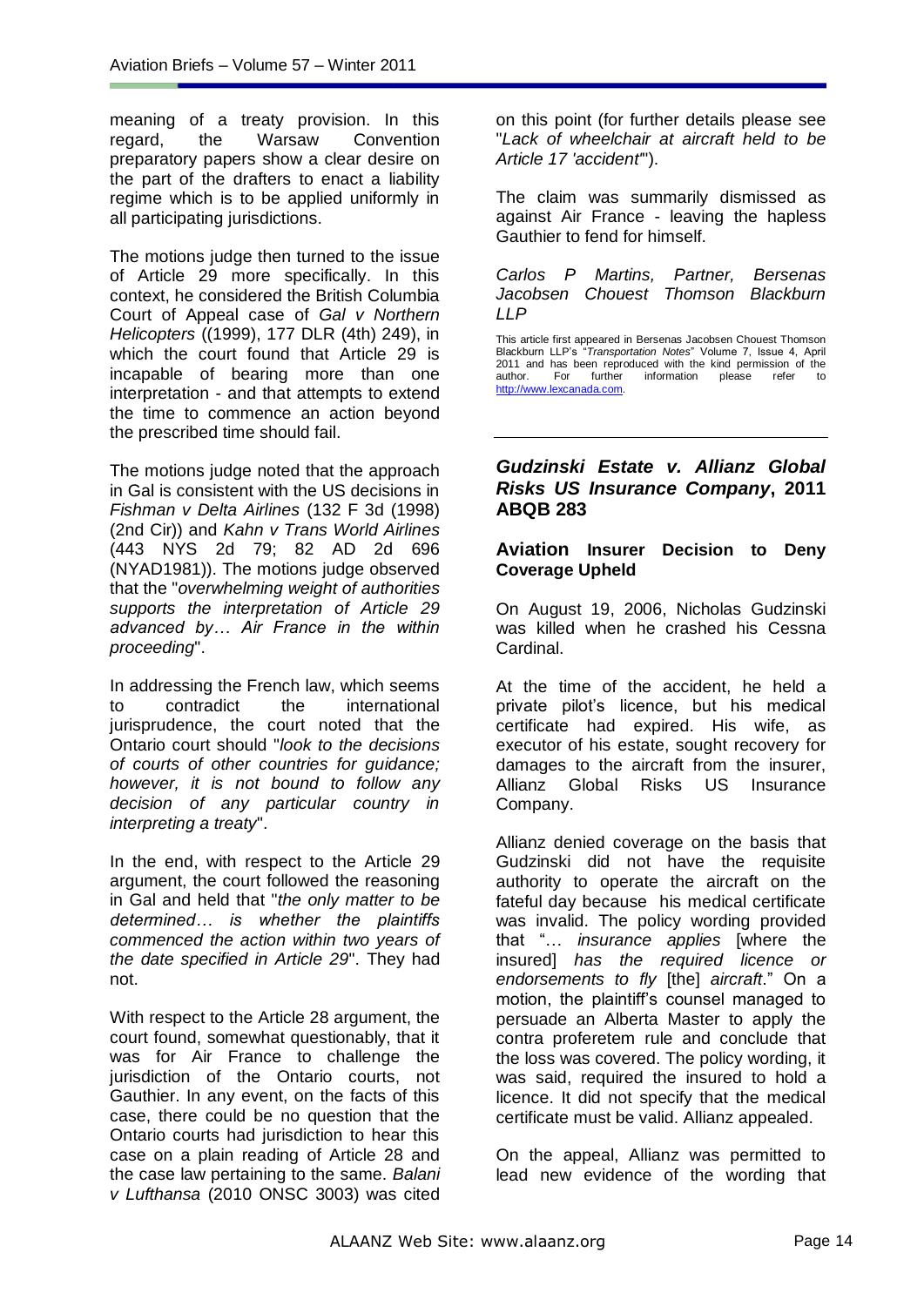meaning of a treaty provision. In this regard, the Warsaw Convention preparatory papers show a clear desire on the part of the drafters to enact a liability regime which is to be applied uniformly in all participating jurisdictions.

The motions judge then turned to the issue of Article 29 more specifically. In this context, he considered the British Columbia Court of Appeal case of *Gal v Northern Helicopters* ((1999), 177 DLR (4th) 249), in which the court found that Article 29 is incapable of bearing more than one interpretation - and that attempts to extend the time to commence an action beyond the prescribed time should fail.

The motions judge noted that the approach in Gal is consistent with the US decisions in *Fishman v Delta Airlines* (132 F 3d (1998) (2nd Cir)) and *Kahn v Trans World Airlines* (443 NYS 2d 79; 82 AD 2d 696 (NYAD1981)). The motions judge observed that the "*overwhelming weight of authorities supports the interpretation of Article 29 advanced by… Air France in the within proceeding*".

In addressing the French law, which seems to contradict the international jurisprudence, the court noted that the Ontario court should "*look to the decisions of courts of other countries for guidance; however, it is not bound to follow any decision of any particular country in interpreting a treaty*".

In the end, with respect to the Article 29 argument, the court followed the reasoning in Gal and held that "*the only matter to be determined… is whether the plaintiffs commenced the action within two years of the date specified in Article 29*". They had not.

With respect to the Article 28 argument, the court found, somewhat questionably, that it was for Air France to challenge the jurisdiction of the Ontario courts, not Gauthier. In any event, on the facts of this case, there could be no question that the Ontario courts had jurisdiction to hear this case on a plain reading of Article 28 and the case law pertaining to the same. *Balani v Lufthansa* (2010 ONSC 3003) was cited on this point (for further details please see "*Lack of wheelchair at aircraft held to be Article 17 'accident'*").

The claim was summarily dismissed as against Air France - leaving the hapless Gauthier to fend for himself.

*Carlos P Martins, Partner, Bersenas Jacobsen Chouest Thomson Blackburn LLP*

This article first appeared in Bersenas Jacobsen Chouest Thomson Blackburn LLP's "*Transportation Notes*" Volume 7, Issue 4, April 2011 and has been reproduced with the kind permission of the author. For further information please refer to http://www.lexcanada.com.

---

## *Gudzinski Estate v. Allianz Global Risks US Insurance Company*, 2011 ABQB 283

### Aviation Insurer Decision to Deny Coverage Upheld

On August 19, 2006, Nicholas Gudzinski was killed when he crashed his Cessna Cardinal.

At the time of the accident, he held a private pilot's licence, but his medical certificate had expired. His wife, as executor of his estate, sought recovery for damages to the aircraft from the insurer, Allianz Global Risks US Insurance Company.

Allianz denied coverage on the basis that Gudzinski did not have the requisite authority to operate the aircraft on the fateful day because his medical certificate was invalid. The policy wording provided that "… *insurance applies* [where the insured] *has the required licence or endorsements to fly* [the] *aircraft*." On a motion, the plaintiff's counsel managed to persuade an Alberta Master to apply the contra proferetem rule and conclude that the loss was covered. The policy wording, it was said, required the insured to hold a licence. It did not specify that the medical certificate must be valid. Allianz appealed.

On the appeal, Allianz was permitted to lead new evidence of the wording that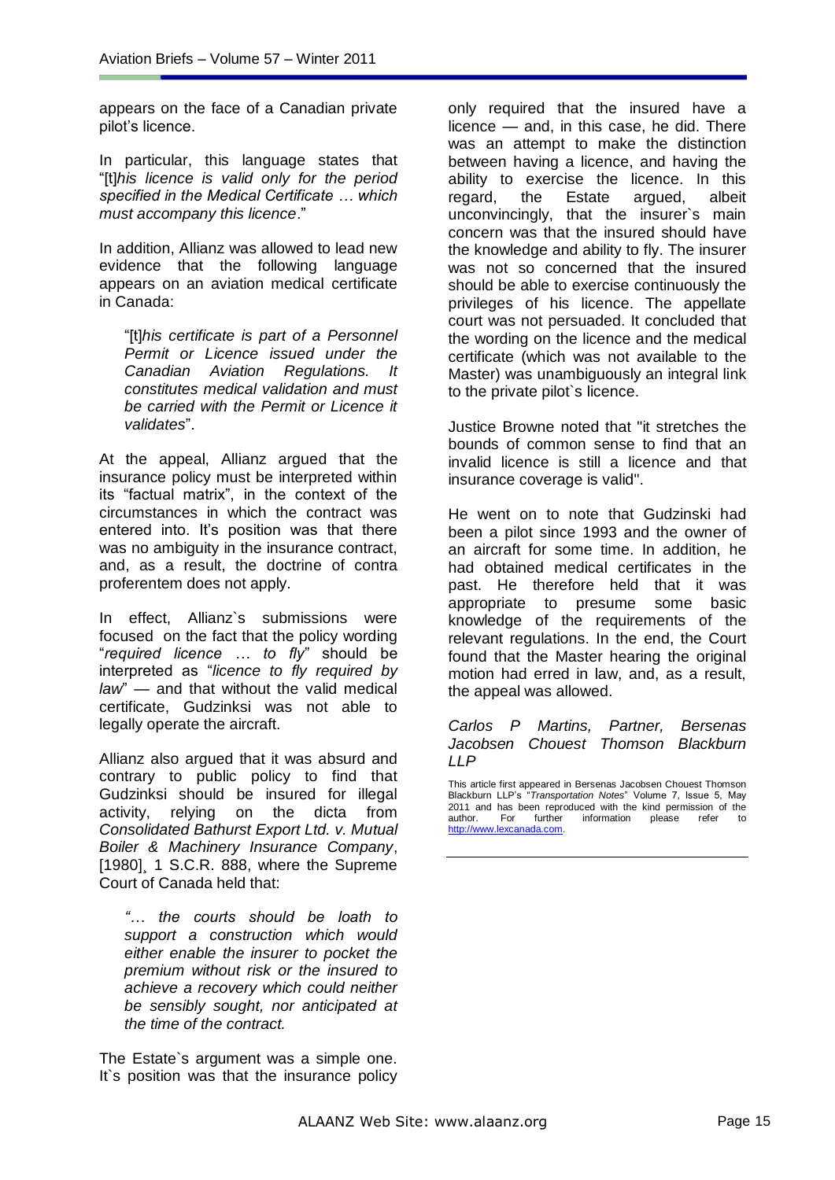appears on the face of a Canadian private pilot's licence.

In particular, this language states that "[t]*his licence is valid only for the period specified in the Medical Certificate … which must accompany this licence*."

In addition, Allianz was allowed to lead new evidence that the following language appears on an aviation medical certificate in Canada:

> "[t]*his certificate is part of a Personnel Permit or Licence issued under the Canadian Aviation Regulations. It constitutes medical validation and must be carried with the Permit or Licence it validates*".

At the appeal, Allianz argued that the insurance policy must be interpreted within its "factual matrix", in the context of the circumstances in which the contract was entered into. It's position was that there was no ambiguity in the insurance contract, and, as a result, the doctrine of contra proferentem does not apply.

In effect, Allianz`s submissions were focused on the fact that the policy wording "*required licence … to fly*" should be interpreted as "*licence to fly required by law*" — and that without the valid medical certificate, Gudzinksi was not able to legally operate the aircraft.

Allianz also argued that it was absurd and contrary to public policy to find that Gudzinksi should be insured for illegal activity, relying on the dicta from *Consolidated Bathurst Export Ltd. v. Mutual Boiler & Machinery Insurance Company*, [1980]¸ 1 S.C.R. 888, where the Supreme Court of Canada held that:

> *"… the courts should be loath to support a construction which would either enable the insurer to pocket the premium without risk or the insured to achieve a recovery which could neither be sensibly sought, nor anticipated at the time of the contract.*

The Estate`s argument was a simple one. It`s position was that the insurance policy only required that the insured have a licence — and, in this case, he did. There was an attempt to make the distinction between having a licence, and having the ability to exercise the licence. In this regard, the Estate argued, albeit unconvincingly, that the insurer`s main concern was that the insured should have the knowledge and ability to fly. The insurer was not so concerned that the insured should be able to exercise continuously the privileges of his licence. The appellate court was not persuaded. It concluded that the wording on the licence and the medical certificate (which was not available to the Master) was unambiguously an integral link to the private pilot`s licence.

Justice Browne noted that "it stretches the bounds of common sense to find that an invalid licence is still a licence and that insurance coverage is valid".

He went on to note that Gudzinski had been a pilot since 1993 and the owner of an aircraft for some time. In addition, he had obtained medical certificates in the past. He therefore held that it was appropriate to presume some basic knowledge of the requirements of the relevant regulations. In the end, the Court found that the Master hearing the original motion had erred in law, and, as a result, the appeal was allowed.

*Carlos P Martins, Partner, Bersenas Jacobsen Chouest Thomson Blackburn LLP*

This article first appeared in Bersenas Jacobsen Chouest Thomson Blackburn LLP's "*Transportation Notes*" Volume 7, Issue 5, May 2011 and has been reproduced with the kind permission of the author. For further information please refer to http://www.lexcanada.com.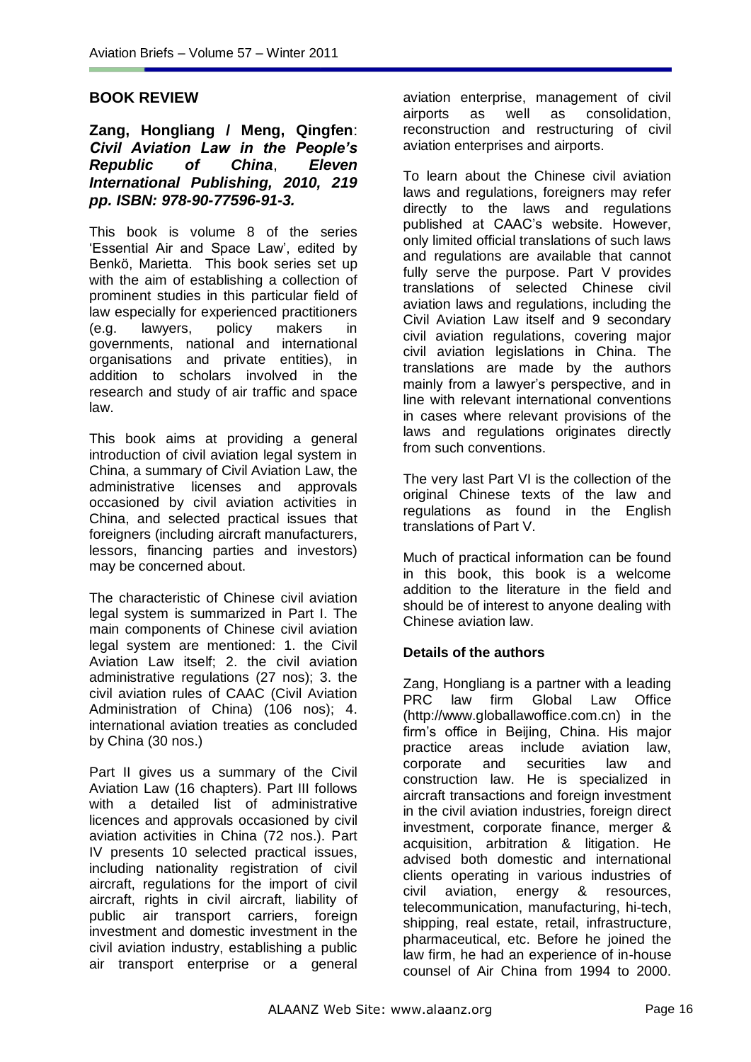## BOOK REVIEW

**Zang, Hongliang / Meng, Qingfen**: ***Civil Aviation Law in the People's Republic of China*, *Eleven International Publishing, 2010, 219 pp. ISBN: 978-90-77596-91-3.***

This book is volume 8 of the series 'Essential Air and Space Law', edited by Benkö, Marietta. This book series set up with the aim of establishing a collection of prominent studies in this particular field of law especially for experienced practitioners (e.g. lawyers, policy makers in governments, national and international organisations and private entities), in addition to scholars involved in the research and study of air traffic and space law.

This book aims at providing a general introduction of civil aviation legal system in China, a summary of Civil Aviation Law, the administrative licenses and approvals occasioned by civil aviation activities in China, and selected practical issues that foreigners (including aircraft manufacturers, lessors, financing parties and investors) may be concerned about.

The characteristic of Chinese civil aviation legal system is summarized in Part I. The main components of Chinese civil aviation legal system are mentioned: 1. the Civil Aviation Law itself; 2. the civil aviation administrative regulations (27 nos); 3. the civil aviation rules of CAAC (Civil Aviation Administration of China) (106 nos); 4. international aviation treaties as concluded by China (30 nos.)

Part II gives us a summary of the Civil Aviation Law (16 chapters). Part III follows with a detailed list of administrative licences and approvals occasioned by civil aviation activities in China (72 nos.). Part IV presents 10 selected practical issues, including nationality registration of civil aircraft, regulations for the import of civil aircraft, rights in civil aircraft, liability of public air transport carriers, foreign investment and domestic investment in the civil aviation industry, establishing a public air transport enterprise or a general aviation enterprise, management of civil airports as well as consolidation, reconstruction and restructuring of civil aviation enterprises and airports.

To learn about the Chinese civil aviation laws and regulations, foreigners may refer directly to the laws and regulations published at CAAC's website. However, only limited official translations of such laws and regulations are available that cannot fully serve the purpose. Part V provides translations of selected Chinese civil aviation laws and regulations, including the Civil Aviation Law itself and 9 secondary civil aviation regulations, covering major civil aviation legislations in China. The translations are made by the authors mainly from a lawyer's perspective, and in line with relevant international conventions in cases where relevant provisions of the laws and regulations originates directly from such conventions.

The very last Part VI is the collection of the original Chinese texts of the law and regulations as found in the English translations of Part V.

Much of practical information can be found in this book, this book is a welcome addition to the literature in the field and should be of interest to anyone dealing with Chinese aviation law.

### Details of the authors

Zang, Hongliang is a partner with a leading PRC law firm Global Law Office (http://www.globallawoffice.com.cn) in the firm's office in Beijing, China. His major practice areas include aviation law, corporate and securities law and construction law. He is specialized in aircraft transactions and foreign investment in the civil aviation industries, foreign direct investment, corporate finance, merger & acquisition, arbitration & litigation. He advised both domestic and international clients operating in various industries of civil aviation, energy & resources, telecommunication, manufacturing, hi-tech, shipping, real estate, retail, infrastructure, pharmaceutical, etc. Before he joined the law firm, he had an experience of in-house counsel of Air China from 1994 to 2000.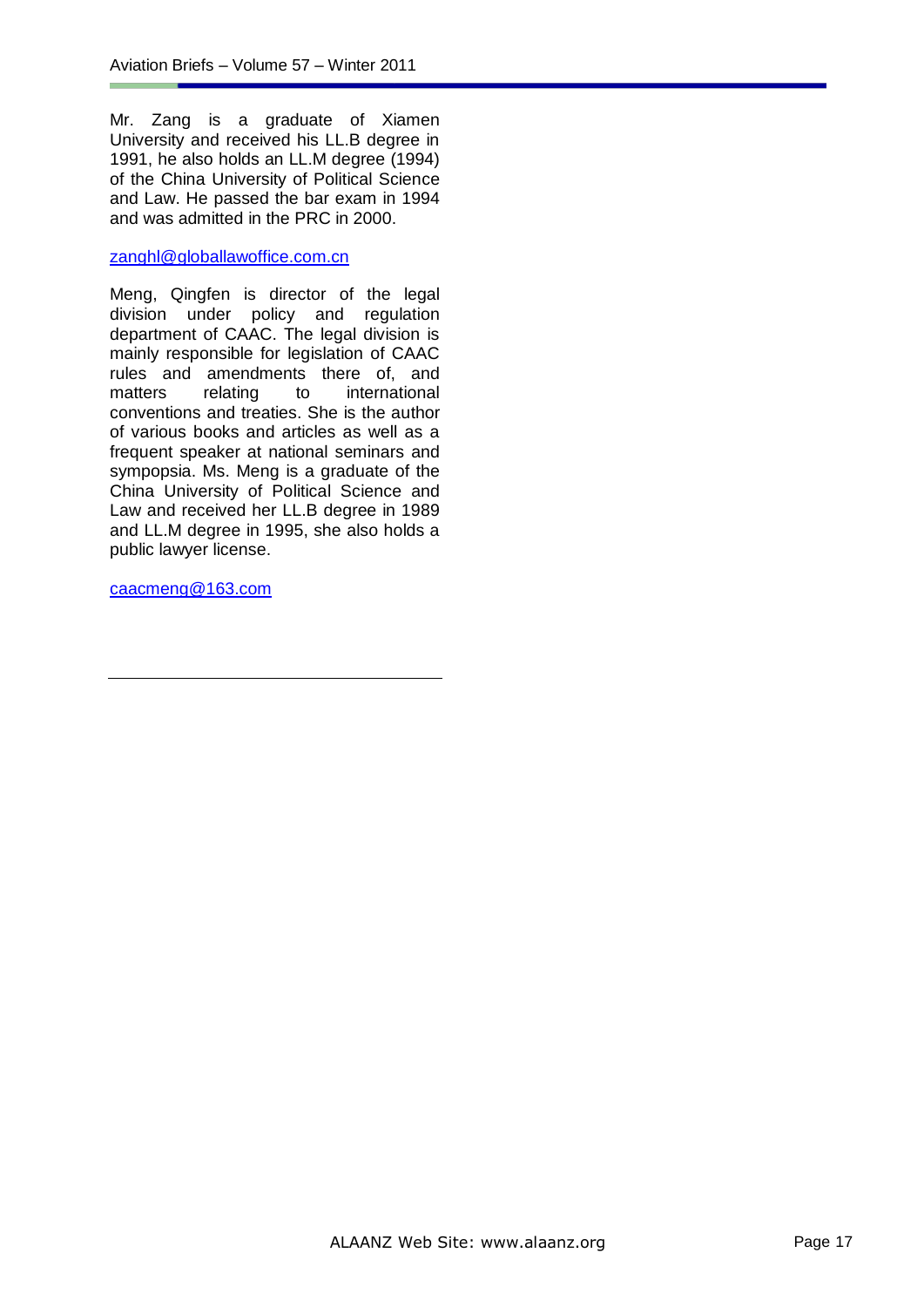Mr. Zang is a graduate of Xiamen University and received his LL.B degree in 1991, he also holds an LL.M degree (1994) of the China University of Political Science and Law. He passed the bar exam in 1994 and was admitted in the PRC in 2000.

zanghl@globallawoffice.com.cn

Meng, Qingfen is director of the legal division under policy and regulation department of CAAC. The legal division is mainly responsible for legislation of CAAC rules and amendments there of, and matters relating to international conventions and treaties. She is the author of various books and articles as well as a frequent speaker at national seminars and sympopsia. Ms. Meng is a graduate of the China University of Political Science and Law and received her LL.B degree in 1989 and LL.M degree in 1995, she also holds a public lawyer license.

caacmeng@163.com

---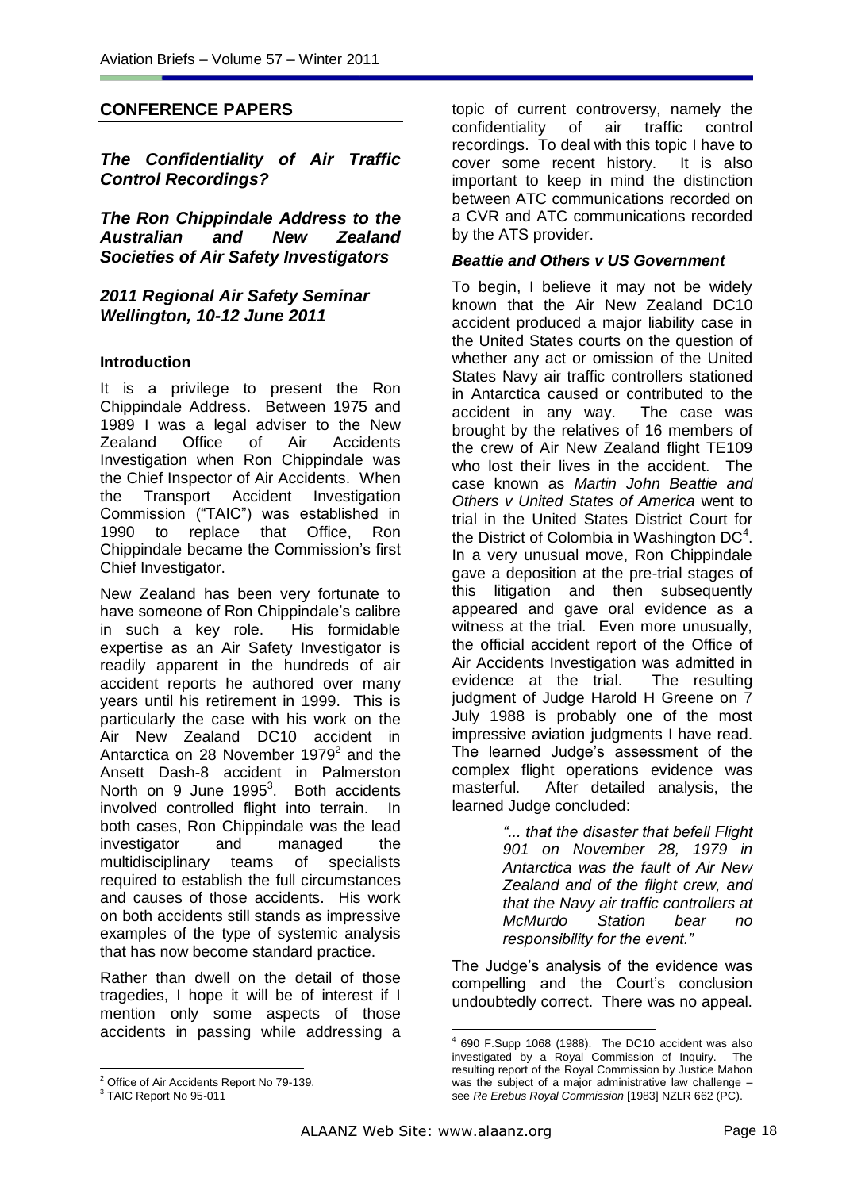## CONFERENCE PAPERS

### *The Confidentiality of Air Traffic Control Recordings?*

### *The Ron Chippindale Address to the Australian and New Zealand Societies of Air Safety Investigators*

### *2011 Regional Air Safety Seminar Wellington, 10-12 June 2011*

#### Introduction

It is a privilege to present the Ron Chippindale Address. Between 1975 and 1989 I was a legal adviser to the New Zealand Office of Air Accidents Investigation when Ron Chippindale was the Chief Inspector of Air Accidents. When the Transport Accident Investigation Commission ("TAIC") was established in 1990 to replace that Office, Ron Chippindale became the Commission's first Chief Investigator.

New Zealand has been very fortunate to have someone of Ron Chippindale's calibre in such a key role. His formidable expertise as an Air Safety Investigator is readily apparent in the hundreds of air accident reports he authored over many years until his retirement in 1999. This is particularly the case with his work on the Air New Zealand DC10 accident in Antarctica on 28 November 1979[2] and the Ansett Dash-8 accident in Palmerston North on 9 June 1995[3]. Both accidents involved controlled flight into terrain. In both cases, Ron Chippindale was the lead investigator and managed the multidisciplinary teams of specialists required to establish the full circumstances and causes of those accidents. His work on both accidents still stands as impressive examples of the type of systemic analysis that has now become standard practice.

Rather than dwell on the detail of those tragedies, I hope it will be of interest if I mention only some aspects of those accidents in passing while addressing a topic of current controversy, namely the confidentiality of air traffic control recordings. To deal with this topic I have to cover some recent history. It is also important to keep in mind the distinction between ATC communications recorded on a CVR and ATC communications recorded by the ATS provider.

#### *Beattie and Others v US Government*

To begin, I believe it may not be widely known that the Air New Zealand DC10 accident produced a major liability case in the United States courts on the question of whether any act or omission of the United States Navy air traffic controllers stationed in Antarctica caused or contributed to the accident in any way. The case was brought by the relatives of 16 members of the crew of Air New Zealand flight TE109 who lost their lives in the accident. The case known as *Martin John Beattie and Others v United States of America* went to trial in the United States District Court for the District of Colombia in Washington DC[4]. In a very unusual move, Ron Chippindale gave a deposition at the pre-trial stages of this litigation and then subsequently appeared and gave oral evidence as a witness at the trial. Even more unusually, the official accident report of the Office of Air Accidents Investigation was admitted in evidence at the trial. The resulting judgment of Judge Harold H Greene on 7 July 1988 is probably one of the most impressive aviation judgments I have read. The learned Judge's assessment of the complex flight operations evidence was masterful. After detailed analysis, the learned Judge concluded:

> *"... that the disaster that befell Flight 901 on November 28, 1979 in Antarctica was the fault of Air New Zealand and of the flight crew, and that the Navy air traffic controllers at McMurdo Station bear no responsibility for the event."*

The Judge's analysis of the evidence was compelling and the Court's conclusion undoubtedly correct. There was no appeal.

---

[2] Office of Air Accidents Report No 79-139.

[3] TAIC Report No 95-011

[4] 690 F.Supp 1068 (1988). The DC10 accident was also investigated by a Royal Commission of Inquiry. The resulting report of the Royal Commission by Justice Mahon was the subject of a major administrative law challenge – see *Re Erebus Royal Commission* [1983] NZLR 662 (PC).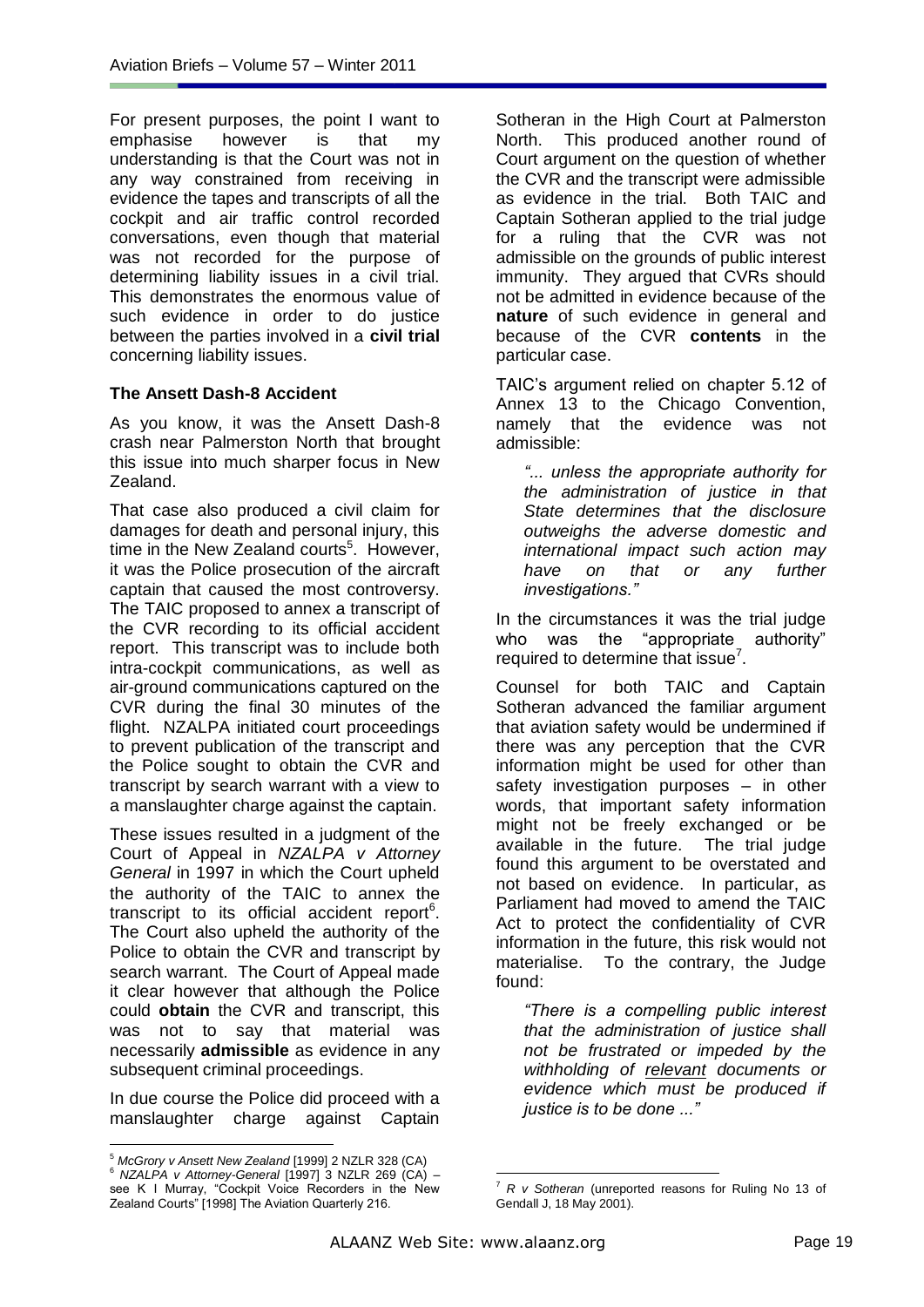For present purposes, the point I want to emphasise however is that my understanding is that the Court was not in any way constrained from receiving in evidence the tapes and transcripts of all the cockpit and air traffic control recorded conversations, even though that material was not recorded for the purpose of determining liability issues in a civil trial. This demonstrates the enormous value of such evidence in order to do justice between the parties involved in a **civil trial** concerning liability issues.

**The Ansett Dash-8 Accident**

As you know, it was the Ansett Dash-8 crash near Palmerston North that brought this issue into much sharper focus in New Zealand.

That case also produced a civil claim for damages for death and personal injury, this time in the New Zealand courts[5]. However, it was the Police prosecution of the aircraft captain that caused the most controversy. The TAIC proposed to annex a transcript of the CVR recording to its official accident report. This transcript was to include both intra-cockpit communications, as well as air-ground communications captured on the CVR during the final 30 minutes of the flight. NZALPA initiated court proceedings to prevent publication of the transcript and the Police sought to obtain the CVR and transcript by search warrant with a view to a manslaughter charge against the captain.

These issues resulted in a judgment of the Court of Appeal in *NZALPA v Attorney General* in 1997 in which the Court upheld the authority of the TAIC to annex the transcript to its official accident report[6]. The Court also upheld the authority of the Police to obtain the CVR and transcript by search warrant. The Court of Appeal made it clear however that although the Police could **obtain** the CVR and transcript, this was not to say that material was necessarily **admissible** as evidence in any subsequent criminal proceedings.

In due course the Police did proceed with a manslaughter charge against Captain Sotheran in the High Court at Palmerston North. This produced another round of Court argument on the question of whether the CVR and the transcript were admissible as evidence in the trial. Both TAIC and Captain Sotheran applied to the trial judge for a ruling that the CVR was not admissible on the grounds of public interest immunity. They argued that CVRs should not be admitted in evidence because of the **nature** of such evidence in general and because of the CVR **contents** in the particular case.

TAIC's argument relied on chapter 5.12 of Annex 13 to the Chicago Convention, namely that the evidence was not admissible:

> *"... unless the appropriate authority for the administration of justice in that State determines that the disclosure outweighs the adverse domestic and international impact such action may have on that or any further investigations."*

In the circumstances it was the trial judge who was the "appropriate authority" required to determine that issue[7].

Counsel for both TAIC and Captain Sotheran advanced the familiar argument that aviation safety would be undermined if there was any perception that the CVR information might be used for other than safety investigation purposes – in other words, that important safety information might not be freely exchanged or be available in the future. The trial judge found this argument to be overstated and not based on evidence. In particular, as Parliament had moved to amend the TAIC Act to protect the confidentiality of CVR information in the future, this risk would not materialise. To the contrary, the Judge found:

> *"There is a compelling public interest that the administration of justice shall not be frustrated or impeded by the withholding of relevant documents or evidence which must be produced if justice is to be done ..."*

---

[5] *McGrory v Ansett New Zealand* [1999] 2 NZLR 328 (CA)

[6] *NZALPA v Attorney-General* [1997] 3 NZLR 269 (CA) – see K I Murray, "Cockpit Voice Recorders in the New Zealand Courts" [1998] The Aviation Quarterly 216.

[7] *R v Sotheran* (unreported reasons for Ruling No 13 of Gendall J, 18 May 2001).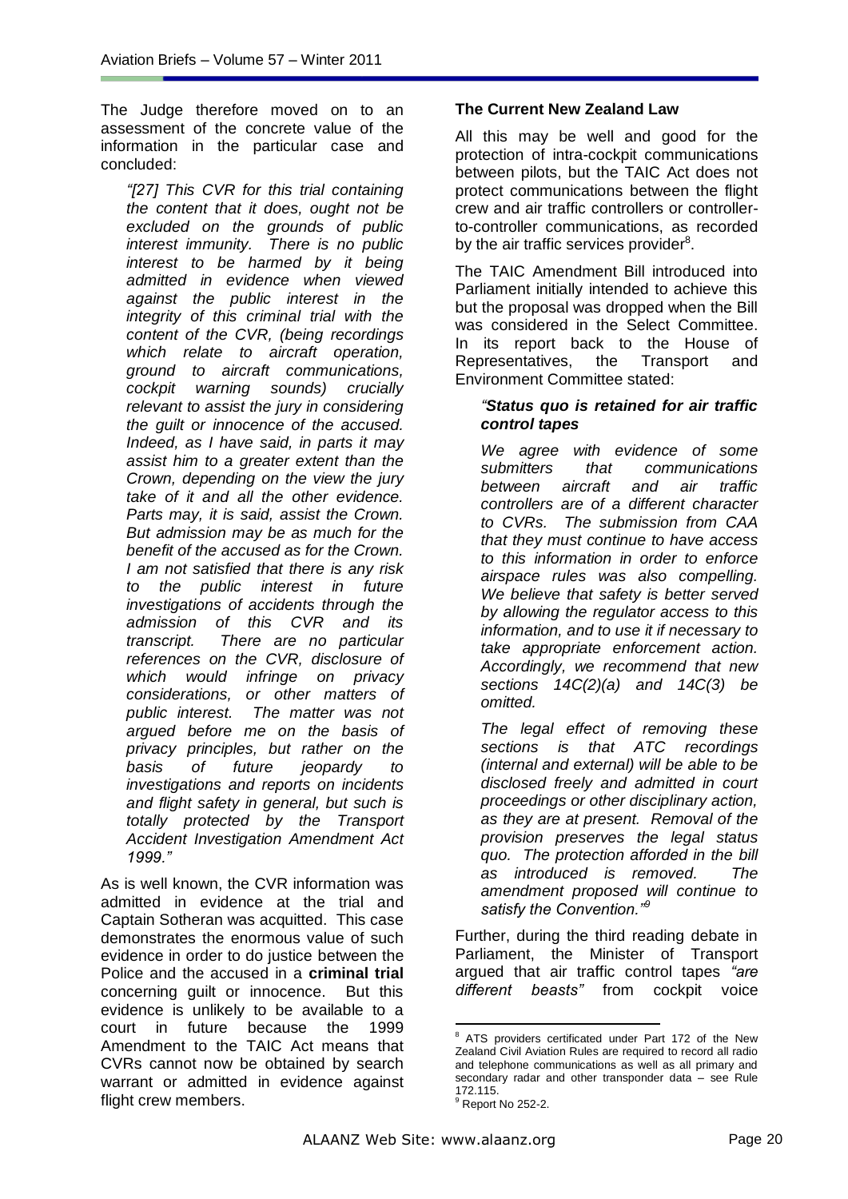The Judge therefore moved on to an assessment of the concrete value of the information in the particular case and concluded:

> *"[27] This CVR for this trial containing the content that it does, ought not be excluded on the grounds of public interest immunity. There is no public interest to be harmed by it being admitted in evidence when viewed against the public interest in the integrity of this criminal trial with the content of the CVR, (being recordings which relate to aircraft operation, ground to aircraft communications, cockpit warning sounds) crucially relevant to assist the jury in considering the guilt or innocence of the accused. Indeed, as I have said, in parts it may assist him to a greater extent than the Crown, depending on the view the jury take of it and all the other evidence. Parts may, it is said, assist the Crown. But admission may be as much for the benefit of the accused as for the Crown. I am not satisfied that there is any risk to the public interest in future investigations of accidents through the admission of this CVR and its transcript. There are no particular references on the CVR, disclosure of which would infringe on privacy considerations, or other matters of public interest. The matter was not argued before me on the basis of privacy principles, but rather on the basis of future jeopardy to investigations and reports on incidents and flight safety in general, but such is totally protected by the Transport Accident Investigation Amendment Act 1999."*

As is well known, the CVR information was admitted in evidence at the trial and Captain Sotheran was acquitted. This case demonstrates the enormous value of such evidence in order to do justice between the Police and the accused in a **criminal trial** concerning guilt or innocence. But this evidence is unlikely to be available to a court in future because the 1999 Amendment to the TAIC Act means that CVRs cannot now be obtained by search warrant or admitted in evidence against flight crew members.

### The Current New Zealand Law

All this may be well and good for the protection of intra-cockpit communications between pilots, but the TAIC Act does not protect communications between the flight crew and air traffic controllers or controller-to-controller communications, as recorded by the air traffic services provider[8].

The TAIC Amendment Bill introduced into Parliament initially intended to achieve this but the proposal was dropped when the Bill was considered in the Select Committee. In its report back to the House of Representatives, the Transport and Environment Committee stated:

> *"**Status quo is retained for air traffic control tapes***
>
> *We agree with evidence of some submitters that communications between aircraft and air traffic controllers are of a different character to CVRs. The submission from CAA that they must continue to have access to this information in order to enforce airspace rules was also compelling. We believe that safety is better served by allowing the regulator access to this information, and to use it if necessary to take appropriate enforcement action. Accordingly, we recommend that new sections 14C(2)(a) and 14C(3) be omitted.*
>
> *The legal effect of removing these sections is that ATC recordings (internal and external) will be able to be disclosed freely and admitted in court proceedings or other disciplinary action, as they are at present. Removal of the provision preserves the legal status quo. The protection afforded in the bill as introduced is removed. The amendment proposed will continue to satisfy the Convention."*[9]

Further, during the third reading debate in Parliament, the Minister of Transport argued that air traffic control tapes *"are different beasts"* from cockpit voice

---

[8] ATS providers certificated under Part 172 of the New Zealand Civil Aviation Rules are required to record all radio and telephone communications as well as all primary and secondary radar and other transponder data – see Rule 172.115.

[9] Report No 252-2.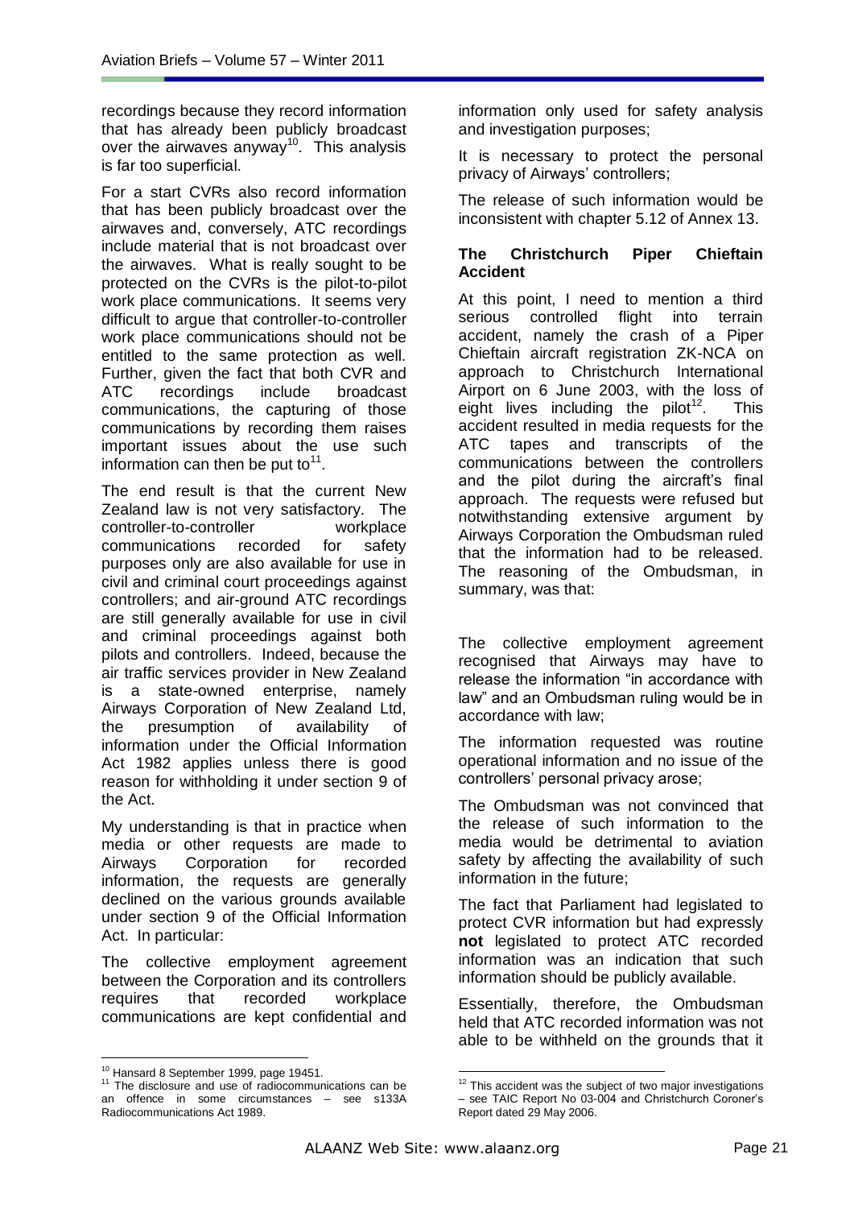recordings because they record information that has already been publicly broadcast over the airwaves anyway[10]. This analysis is far too superficial.

For a start CVRs also record information that has been publicly broadcast over the airwaves and, conversely, ATC recordings include material that is not broadcast over the airwaves. What is really sought to be protected on the CVRs is the pilot-to-pilot work place communications. It seems very difficult to argue that controller-to-controller work place communications should not be entitled to the same protection as well. Further, given the fact that both CVR and ATC recordings include broadcast communications, the capturing of those communications by recording them raises important issues about the use such information can then be put to[11].

The end result is that the current New Zealand law is not very satisfactory. The controller-to-controller workplace communications recorded for safety purposes only are also available for use in civil and criminal court proceedings against controllers; and air-ground ATC recordings are still generally available for use in civil and criminal proceedings against both pilots and controllers. Indeed, because the air traffic services provider in New Zealand is a state-owned enterprise, namely Airways Corporation of New Zealand Ltd, the presumption of availability of information under the Official Information Act 1982 applies unless there is good reason for withholding it under section 9 of the Act.

My understanding is that in practice when media or other requests are made to Airways Corporation for recorded information, the requests are generally declined on the various grounds available under section 9 of the Official Information Act. In particular:

The collective employment agreement between the Corporation and its controllers requires that recorded workplace communications are kept confidential and information only used for safety analysis and investigation purposes;

It is necessary to protect the personal privacy of Airways' controllers;

The release of such information would be inconsistent with chapter 5.12 of Annex 13.

## The Christchurch Piper Chieftain Accident

At this point, I need to mention a third serious controlled flight into terrain accident, namely the crash of a Piper Chieftain aircraft registration ZK-NCA on approach to Christchurch International Airport on 6 June 2003, with the loss of eight lives including the pilot[12]. This accident resulted in media requests for the ATC tapes and transcripts of the communications between the controllers and the pilot during the aircraft's final approach. The requests were refused but notwithstanding extensive argument by Airways Corporation the Ombudsman ruled that the information had to be released. The reasoning of the Ombudsman, in summary, was that:

The collective employment agreement recognised that Airways may have to release the information "in accordance with law" and an Ombudsman ruling would be in accordance with law;

The information requested was routine operational information and no issue of the controllers' personal privacy arose;

The Ombudsman was not convinced that the release of such information to the media would be detrimental to aviation safety by affecting the availability of such information in the future;

The fact that Parliament had legislated to protect CVR information but had expressly **not** legislated to protect ATC recorded information was an indication that such information should be publicly available.

Essentially, therefore, the Ombudsman held that ATC recorded information was not able to be withheld on the grounds that it

---

[10] Hansard 8 September 1999, page 19451.

[11] The disclosure and use of radiocommunications can be an offence in some circumstances – see s133A Radiocommunications Act 1989.

[12] This accident was the subject of two major investigations – see TAIC Report No 03-004 and Christchurch Coroner's Report dated 29 May 2006.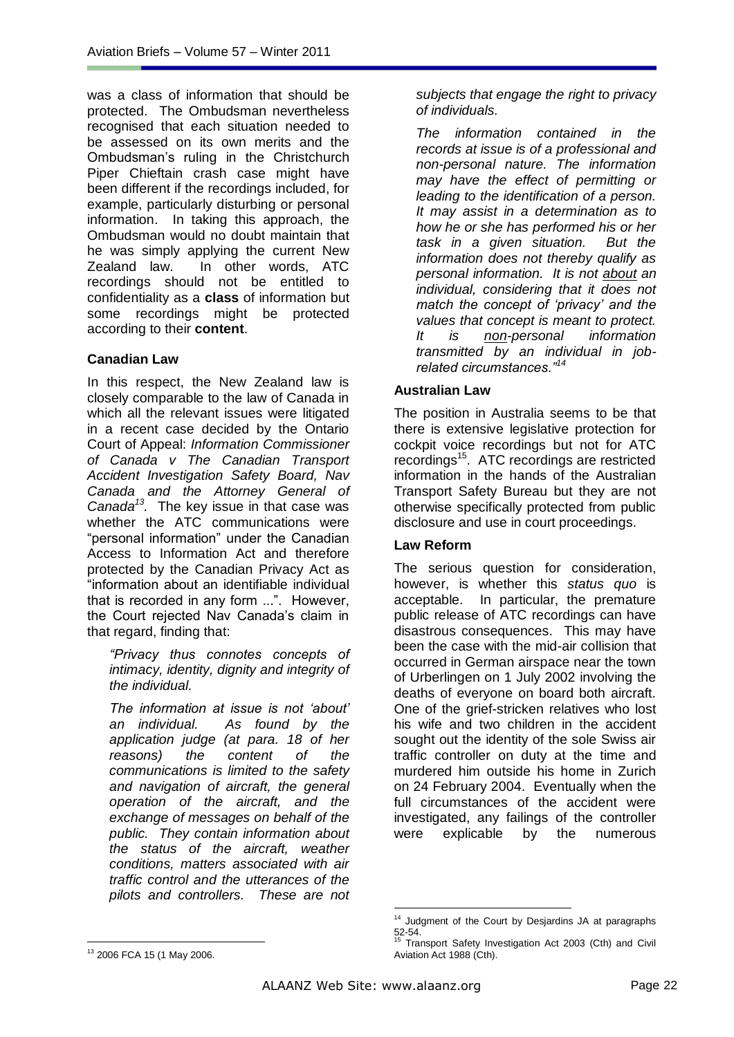was a class of information that should be protected. The Ombudsman nevertheless recognised that each situation needed to be assessed on its own merits and the Ombudsman's ruling in the Christchurch Piper Chieftain crash case might have been different if the recordings included, for example, particularly disturbing or personal information. In taking this approach, the Ombudsman would no doubt maintain that he was simply applying the current New Zealand law. In other words, ATC recordings should not be entitled to confidentiality as a **class** of information but some recordings might be protected according to their **content**.

### Canadian Law

In this respect, the New Zealand law is closely comparable to the law of Canada in which all the relevant issues were litigated in a recent case decided by the Ontario Court of Appeal: *Information Commissioner of Canada v The Canadian Transport Accident Investigation Safety Board, Nav Canada and the Attorney General of Canada*[13]*.* The key issue in that case was whether the ATC communications were "personal information" under the Canadian Access to Information Act and therefore protected by the Canadian Privacy Act as "information about an identifiable individual that is recorded in any form ...". However, the Court rejected Nav Canada's claim in that regard, finding that:

> *"Privacy thus connotes concepts of intimacy, identity, dignity and integrity of the individual.*
>
> *The information at issue is not 'about' an individual. As found by the application judge (at para. 18 of her reasons) the content of the communications is limited to the safety and navigation of aircraft, the general operation of the aircraft, and the exchange of messages on behalf of the public. They contain information about the status of the aircraft, weather conditions, matters associated with air traffic control and the utterances of the pilots and controllers. These are not subjects that engage the right to privacy of individuals.*
>
> *The information contained in the records at issue is of a professional and non-personal nature. The information may have the effect of permitting or leading to the identification of a person. It may assist in a determination as to how he or she has performed his or her task in a given situation. But the information does not thereby qualify as personal information. It is not* <u>*about*</u> *an individual, considering that it does not match the concept of 'privacy' and the values that concept is meant to protect. It is* <u>*non*</u>*-personal information transmitted by an individual in job-related circumstances."*[14]

### Australian Law

The position in Australia seems to be that there is extensive legislative protection for cockpit voice recordings but not for ATC recordings[15]. ATC recordings are restricted information in the hands of the Australian Transport Safety Bureau but they are not otherwise specifically protected from public disclosure and use in court proceedings.

### Law Reform

The serious question for consideration, however, is whether this *status quo* is acceptable. In particular, the premature public release of ATC recordings can have disastrous consequences. This may have been the case with the mid-air collision that occurred in German airspace near the town of Urberlingen on 1 July 2002 involving the deaths of everyone on board both aircraft. One of the grief-stricken relatives who lost his wife and two children in the accident sought out the identity of the sole Swiss air traffic controller on duty at the time and murdered him outside his home in Zurich on 24 February 2004. Eventually when the full circumstances of the accident were investigated, any failings of the controller were explicable by the numerous

---

[13] 2006 FCA 15 (1 May 2006.

[14] Judgment of the Court by Desjardins JA at paragraphs 52-54.

[15] Transport Safety Investigation Act 2003 (Cth) and Civil Aviation Act 1988 (Cth).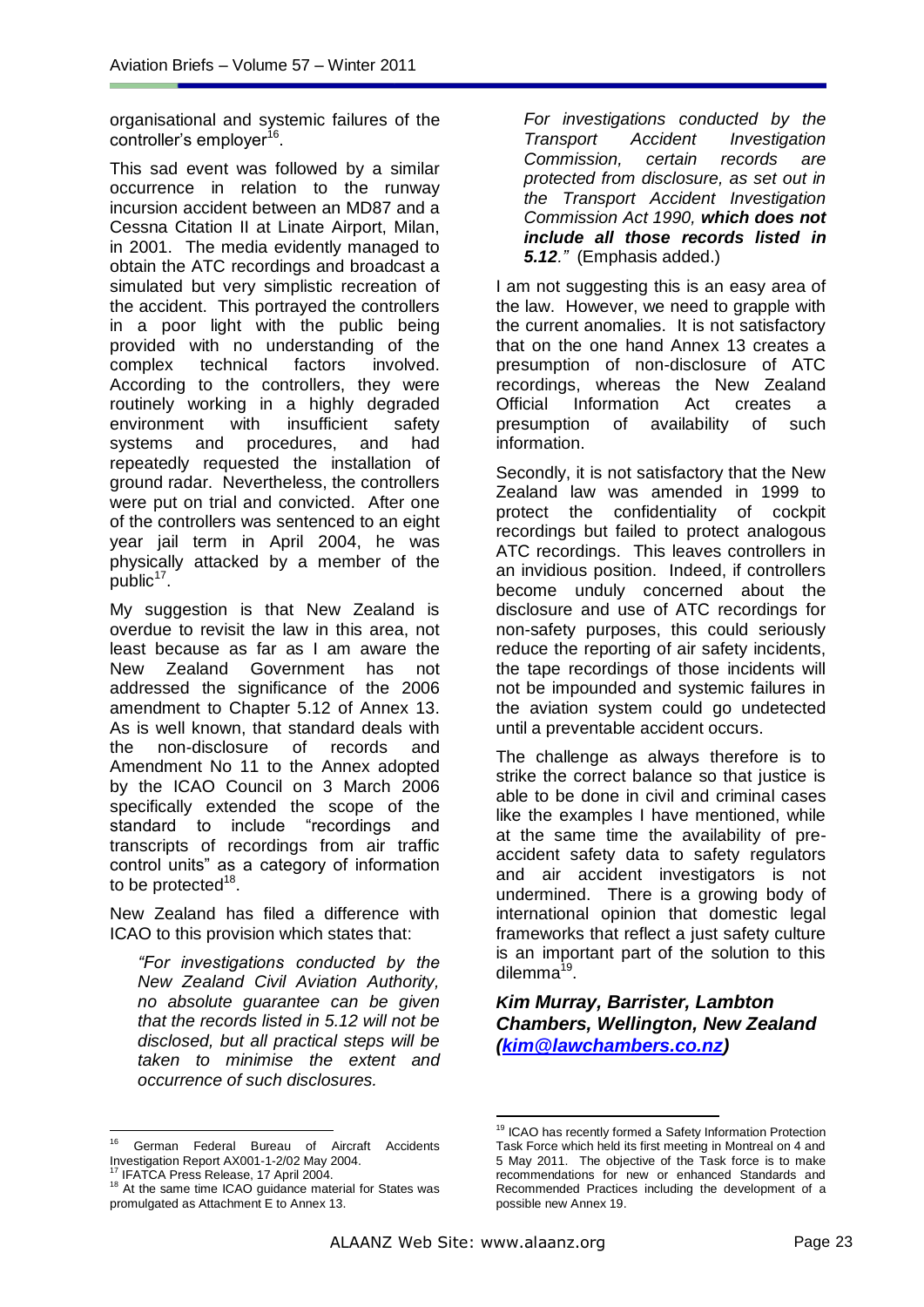organisational and systemic failures of the controller's employer[16].

This sad event was followed by a similar occurrence in relation to the runway incursion accident between an MD87 and a Cessna Citation II at Linate Airport, Milan, in 2001. The media evidently managed to obtain the ATC recordings and broadcast a simulated but very simplistic recreation of the accident. This portrayed the controllers in a poor light with the public being provided with no understanding of the complex technical factors involved. According to the controllers, they were routinely working in a highly degraded environment with insufficient safety systems and procedures, and had repeatedly requested the installation of ground radar. Nevertheless, the controllers were put on trial and convicted. After one of the controllers was sentenced to an eight year jail term in April 2004, he was physically attacked by a member of the public[17].

My suggestion is that New Zealand is overdue to revisit the law in this area, not least because as far as I am aware the New Zealand Government has not addressed the significance of the 2006 amendment to Chapter 5.12 of Annex 13. As is well known, that standard deals with the non-disclosure of records and Amendment No 11 to the Annex adopted by the ICAO Council on 3 March 2006 specifically extended the scope of the standard to include "recordings and transcripts of recordings from air traffic control units" as a category of information to be protected[18].

New Zealand has filed a difference with ICAO to this provision which states that:

> *"For investigations conducted by the New Zealand Civil Aviation Authority, no absolute guarantee can be given that the records listed in 5.12 will not be disclosed, but all practical steps will be taken to minimise the extent and occurrence of such disclosures.*
>
> *For investigations conducted by the Transport Accident Investigation Commission, certain records are protected from disclosure, as set out in the Transport Accident Investigation Commission Act 1990, **which does not include all those records listed in 5.12**."* (Emphasis added.)

I am not suggesting this is an easy area of the law. However, we need to grapple with the current anomalies. It is not satisfactory that on the one hand Annex 13 creates a presumption of non-disclosure of ATC recordings, whereas the New Zealand Official Information Act creates a presumption of availability of such information.

Secondly, it is not satisfactory that the New Zealand law was amended in 1999 to protect the confidentiality of cockpit recordings but failed to protect analogous ATC recordings. This leaves controllers in an invidious position. Indeed, if controllers become unduly concerned about the disclosure and use of ATC recordings for non-safety purposes, this could seriously reduce the reporting of air safety incidents, the tape recordings of those incidents will not be impounded and systemic failures in the aviation system could go undetected until a preventable accident occurs.

The challenge as always therefore is to strike the correct balance so that justice is able to be done in civil and criminal cases like the examples I have mentioned, while at the same time the availability of pre-accident safety data to safety regulators and air accident investigators is not undermined. There is a growing body of international opinion that domestic legal frameworks that reflect a just safety culture is an important part of the solution to this dilemma[19].

***Kim Murray, Barrister, Lambton Chambers, Wellington, New Zealand (kim@lawchambers.co.nz)***

---

[16] German Federal Bureau of Aircraft Accidents Investigation Report AX001-1-2/02 May 2004.

[17] IFATCA Press Release, 17 April 2004.

[18] At the same time ICAO guidance material for States was promulgated as Attachment E to Annex 13.

[19] ICAO has recently formed a Safety Information Protection Task Force which held its first meeting in Montreal on 4 and 5 May 2011. The objective of the Task force is to make recommendations for new or enhanced Standards and Recommended Practices including the development of a possible new Annex 19.